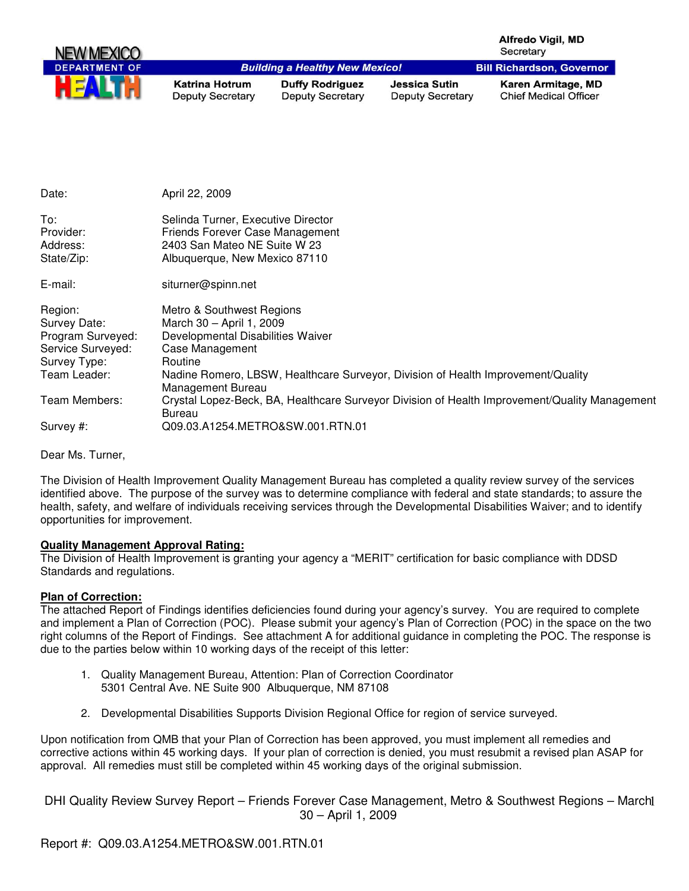NEW MEXICO DEPARTMENT OF HEALTH

**Building a Healthy New Mexico!**

**Alfredo Vigil, MD**
Secretary

**Bill Richardson, Governor**

**Katrina Hotrum**
Deputy Secretary

**Duffy Rodriguez**
Deputy Secretary

**Jessica Sutin**
Deputy Secretary

**Karen Armitage, MD**
Chief Medical Officer

| | |
|---|---|
| Date: | April 22, 2009 |
| To: | Selinda Turner, Executive Director |
| Provider: | Friends Forever Case Management |
| Address: | 2403 San Mateo NE Suite W 23 |
| State/Zip: | Albuquerque, New Mexico 87110 |
| E-mail: | siturner@spinn.net |
| Region: | Metro & Southwest Regions |
| Survey Date: | March 30 – April 1, 2009 |
| Program Surveyed: | Developmental Disabilities Waiver |
| Service Surveyed: | Case Management |
| Survey Type: | Routine |
| Team Leader: | Nadine Romero, LBSW, Healthcare Surveyor, Division of Health Improvement/Quality Management Bureau |
| Team Members: | Crystal Lopez-Beck, BA, Healthcare Surveyor Division of Health Improvement/Quality Management Bureau |
| Survey #: | Q09.03.A1254.METRO&SW.001.RTN.01 |

Dear Ms. Turner,

The Division of Health Improvement Quality Management Bureau has completed a quality review survey of the services identified above. The purpose of the survey was to determine compliance with federal and state standards; to assure the health, safety, and welfare of individuals receiving services through the Developmental Disabilities Waiver; and to identify opportunities for improvement.

**Quality Management Approval Rating:**
The Division of Health Improvement is granting your agency a "MERIT" certification for basic compliance with DDSD Standards and regulations.

**Plan of Correction:**
The attached Report of Findings identifies deficiencies found during your agency's survey. You are required to complete and implement a Plan of Correction (POC). Please submit your agency's Plan of Correction (POC) in the space on the two right columns of the Report of Findings. See attachment A for additional guidance in completing the POC. The response is due to the parties below within 10 working days of the receipt of this letter:

1. Quality Management Bureau, Attention: Plan of Correction Coordinator
   5301 Central Ave. NE Suite 900 Albuquerque, NM 87108

2. Developmental Disabilities Supports Division Regional Office for region of service surveyed.

Upon notification from QMB that your Plan of Correction has been approved, you must implement all remedies and corrective actions within 45 working days. If your plan of correction is denied, you must resubmit a revised plan ASAP for approval. All remedies must still be completed within 45 working days of the original submission.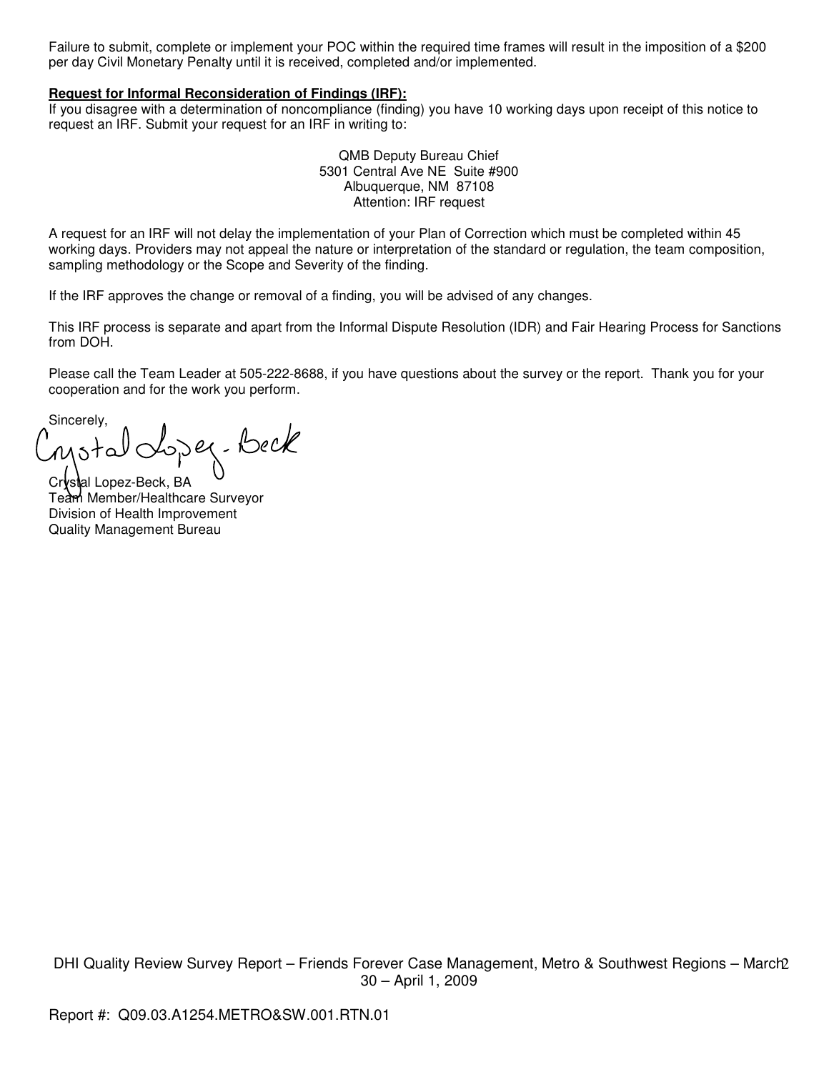Failure to submit, complete or implement your POC within the required time frames will result in the imposition of a $200 per day Civil Monetary Penalty until it is received, completed and/or implemented.

**Request for Informal Reconsideration of Findings (IRF):**

If you disagree with a determination of noncompliance (finding) you have 10 working days upon receipt of this notice to request an IRF. Submit your request for an IRF in writing to:

QMB Deputy Bureau Chief
5301 Central Ave NE Suite #900
Albuquerque, NM 87108
Attention: IRF request

A request for an IRF will not delay the implementation of your Plan of Correction which must be completed within 45 working days. Providers may not appeal the nature or interpretation of the standard or regulation, the team composition, sampling methodology or the Scope and Severity of the finding.

If the IRF approves the change or removal of a finding, you will be advised of any changes.

This IRF process is separate and apart from the Informal Dispute Resolution (IDR) and Fair Hearing Process for Sanctions from DOH.

Please call the Team Leader at 505-222-8688, if you have questions about the survey or the report. Thank you for your cooperation and for the work you perform.

Sincerely,

Crystal Lopez-Beck

Crystal Lopez-Beck, BA
Team Member/Healthcare Surveyor
Division of Health Improvement
Quality Management Bureau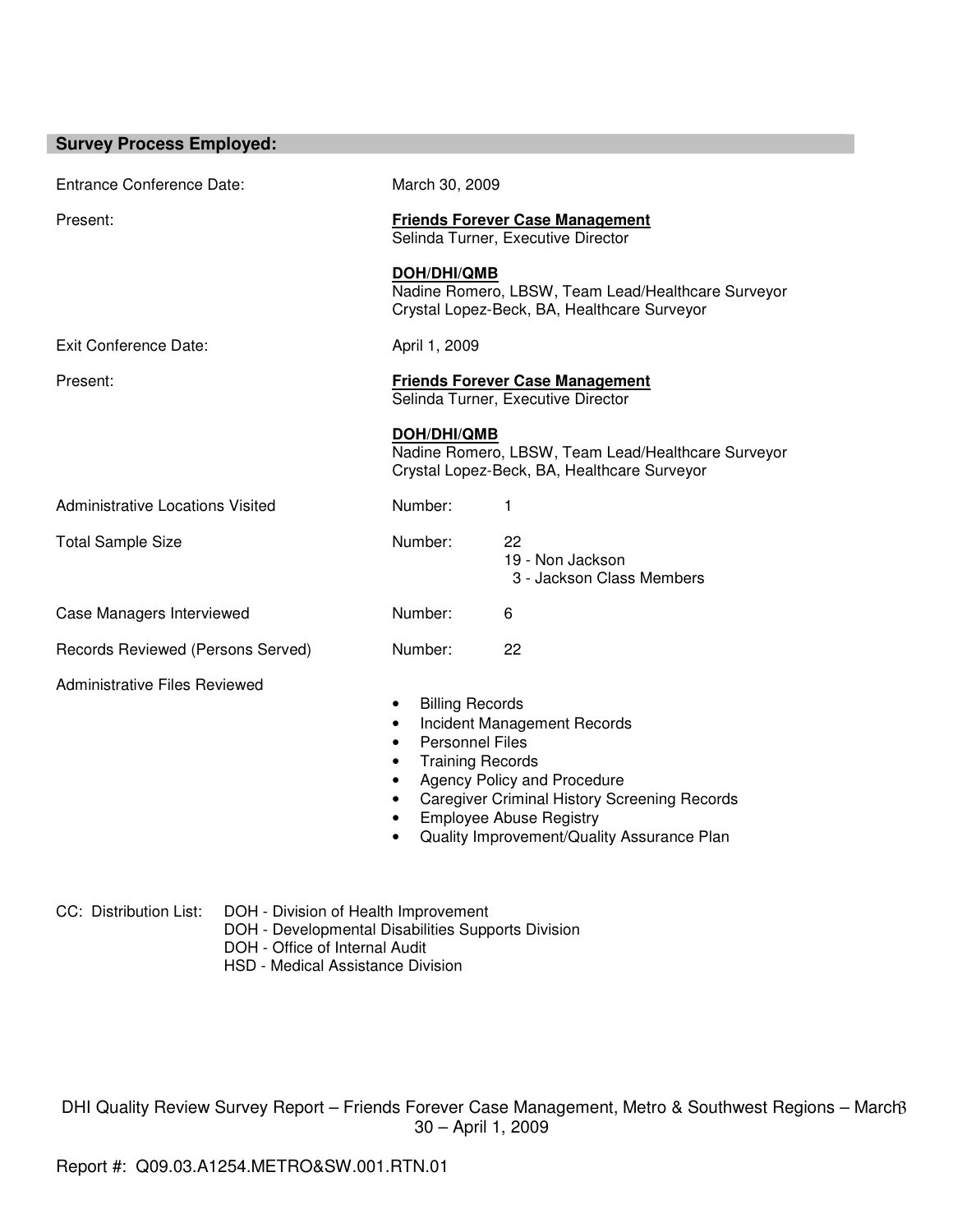## Survey Process Employed:

| | | |
|---|---|---|
| Entrance Conference Date: | March 30, 2009 | |
| Present: | **Friends Forever Case Management**<br>Selinda Turner, Executive Director<br><br>**DOH/DHI/QMB**<br>Nadine Romero, LBSW, Team Lead/Healthcare Surveyor<br>Crystal Lopez-Beck, BA, Healthcare Surveyor | |
| Exit Conference Date: | April 1, 2009 | |
| Present: | **Friends Forever Case Management**<br>Selinda Turner, Executive Director<br><br>**DOH/DHI/QMB**<br>Nadine Romero, LBSW, Team Lead/Healthcare Surveyor<br>Crystal Lopez-Beck, BA, Healthcare Surveyor | |
| Administrative Locations Visited | Number: | 1 |
| Total Sample Size | Number: | 22<br>19 - Non Jackson<br>3 - Jackson Class Members |
| Case Managers Interviewed | Number: | 6 |
| Records Reviewed (Persons Served) | Number: | 22 |

Administrative Files Reviewed

- Billing Records
- Incident Management Records
- Personnel Files
- Training Records
- Agency Policy and Procedure
- Caregiver Criminal History Screening Records
- Employee Abuse Registry
- Quality Improvement/Quality Assurance Plan

CC: Distribution List:
- DOH - Division of Health Improvement
- DOH - Developmental Disabilities Supports Division
- DOH - Office of Internal Audit
- HSD - Medical Assistance Division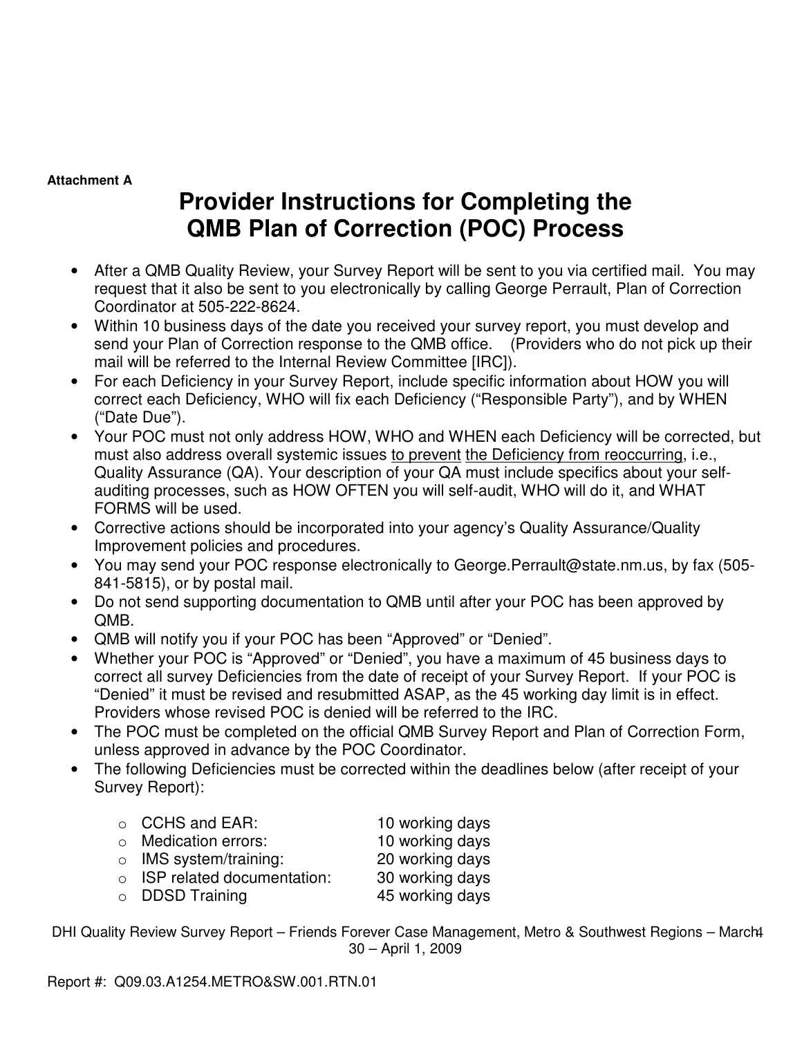Attachment A

# Provider Instructions for Completing the QMB Plan of Correction (POC) Process

- After a QMB Quality Review, your Survey Report will be sent to you via certified mail. You may request that it also be sent to you electronically by calling George Perrault, Plan of Correction Coordinator at 505-222-8624.
- Within 10 business days of the date you received your survey report, you must develop and send your Plan of Correction response to the QMB office. (Providers who do not pick up their mail will be referred to the Internal Review Committee [IRC]).
- For each Deficiency in your Survey Report, include specific information about HOW you will correct each Deficiency, WHO will fix each Deficiency ("Responsible Party"), and by WHEN ("Date Due").
- Your POC must not only address HOW, WHO and WHEN each Deficiency will be corrected, but must also address overall systemic issues <u>to prevent</u> <u>the Deficiency from reoccurring</u>, i.e., Quality Assurance (QA). Your description of your QA must include specifics about your self-auditing processes, such as HOW OFTEN you will self-audit, WHO will do it, and WHAT FORMS will be used.
- Corrective actions should be incorporated into your agency's Quality Assurance/Quality Improvement policies and procedures.
- You may send your POC response electronically to George.Perrault@state.nm.us, by fax (505-841-5815), or by postal mail.
- Do not send supporting documentation to QMB until after your POC has been approved by QMB.
- QMB will notify you if your POC has been "Approved" or "Denied".
- Whether your POC is "Approved" or "Denied", you have a maximum of 45 business days to correct all survey Deficiencies from the date of receipt of your Survey Report. If your POC is "Denied" it must be revised and resubmitted ASAP, as the 45 working day limit is in effect. Providers whose revised POC is denied will be referred to the IRC.
- The POC must be completed on the official QMB Survey Report and Plan of Correction Form, unless approved in advance by the POC Coordinator.
- The following Deficiencies must be corrected within the deadlines below (after receipt of your Survey Report):
  - CCHS and EAR: 10 working days
  - Medication errors: 10 working days
  - IMS system/training: 20 working days
  - ISP related documentation: 30 working days
  - DDSD Training 45 working days

DHI Quality Review Survey Report – Friends Forever Case Management, Metro & Southwest Regions – March 30 – April 1, 2009

Report #: Q09.03.A1254.METRO&SW.001.RTN.01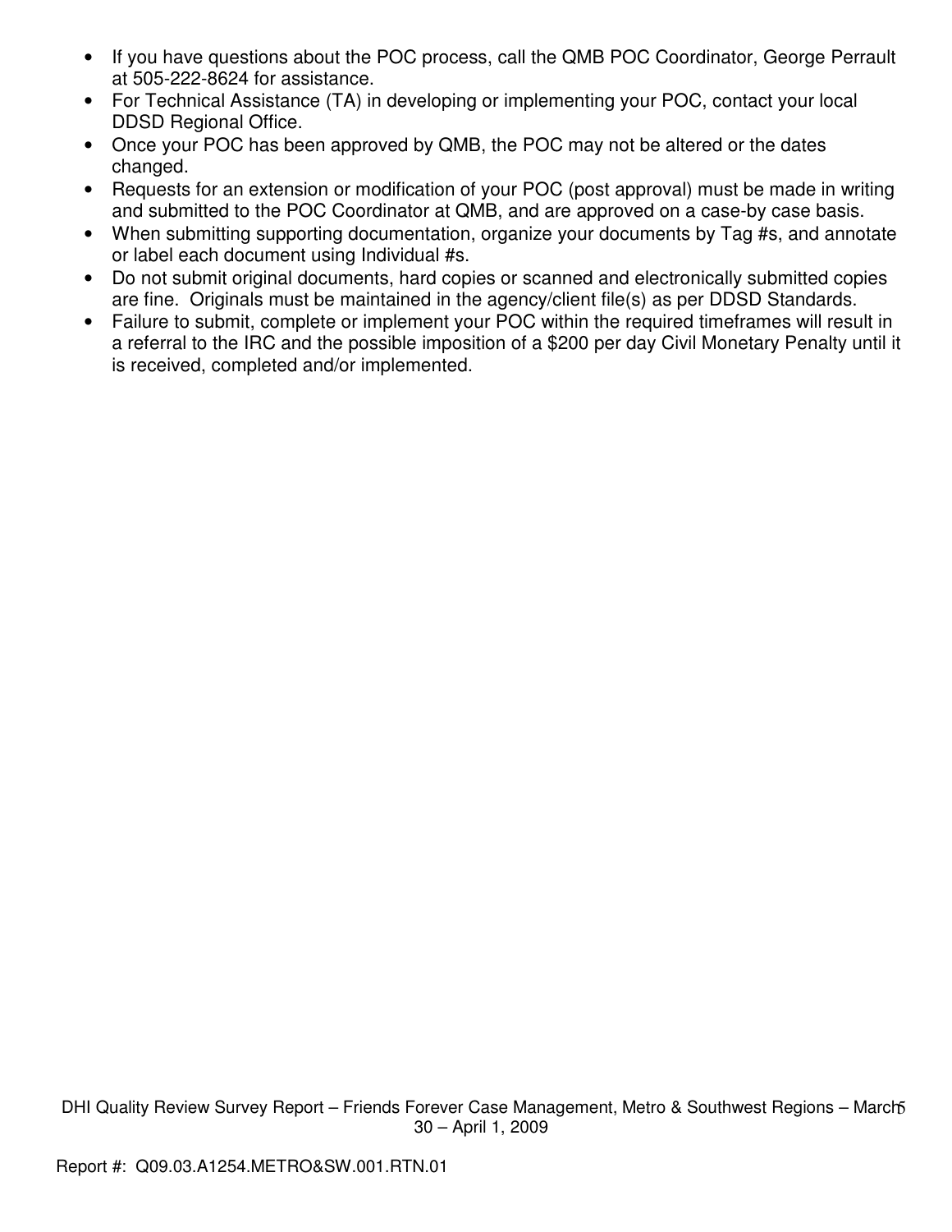- If you have questions about the POC process, call the QMB POC Coordinator, George Perrault at 505-222-8624 for assistance.
- For Technical Assistance (TA) in developing or implementing your POC, contact your local DDSD Regional Office.
- Once your POC has been approved by QMB, the POC may not be altered or the dates changed.
- Requests for an extension or modification of your POC (post approval) must be made in writing and submitted to the POC Coordinator at QMB, and are approved on a case-by case basis.
- When submitting supporting documentation, organize your documents by Tag #s, and annotate or label each document using Individual #s.
- Do not submit original documents, hard copies or scanned and electronically submitted copies are fine. Originals must be maintained in the agency/client file(s) as per DDSD Standards.
- Failure to submit, complete or implement your POC within the required timeframes will result in a referral to the IRC and the possible imposition of a $200 per day Civil Monetary Penalty until it is received, completed and/or implemented.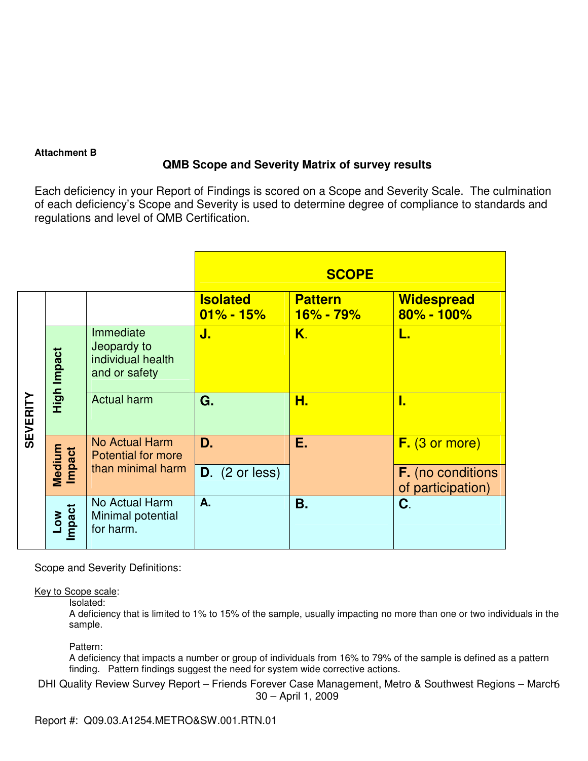**Attachment B**

## QMB Scope and Severity Matrix of survey results

Each deficiency in your Report of Findings is scored on a Scope and Severity Scale. The culmination of each deficiency's Scope and Severity is used to determine degree of compliance to standards and regulations and level of QMB Certification.

| | | | SCOPE | | |
|---|---|---|---|---|---|
| | | | **Isolated 01% - 15%** | **Pattern 16% - 79%** | **Widespread 80% - 100%** |
| SEVERITY | High Impact | Immediate Jeopardy to individual health and or safety | **J.** | **K.** | **L.** |
| | | Actual harm | **G.** | **H.** | **I.** |
| | Medium Impact | No Actual Harm Potential for more than minimal harm | **D.** | **E.** | **F.** (3 or more) |
| | | | **D.** (2 or less) | | **F.** (no conditions of participation) |
| | Low Impact | No Actual Harm Minimal potential for harm. | **A.** | **B.** | **C.** |

Scope and Severity Definitions:

Key to Scope scale:

Isolated:
A deficiency that is limited to 1% to 15% of the sample, usually impacting no more than one or two individuals in the sample.

Pattern:
A deficiency that impacts a number or group of individuals from 16% to 79% of the sample is defined as a pattern finding. Pattern findings suggest the need for system wide corrective actions.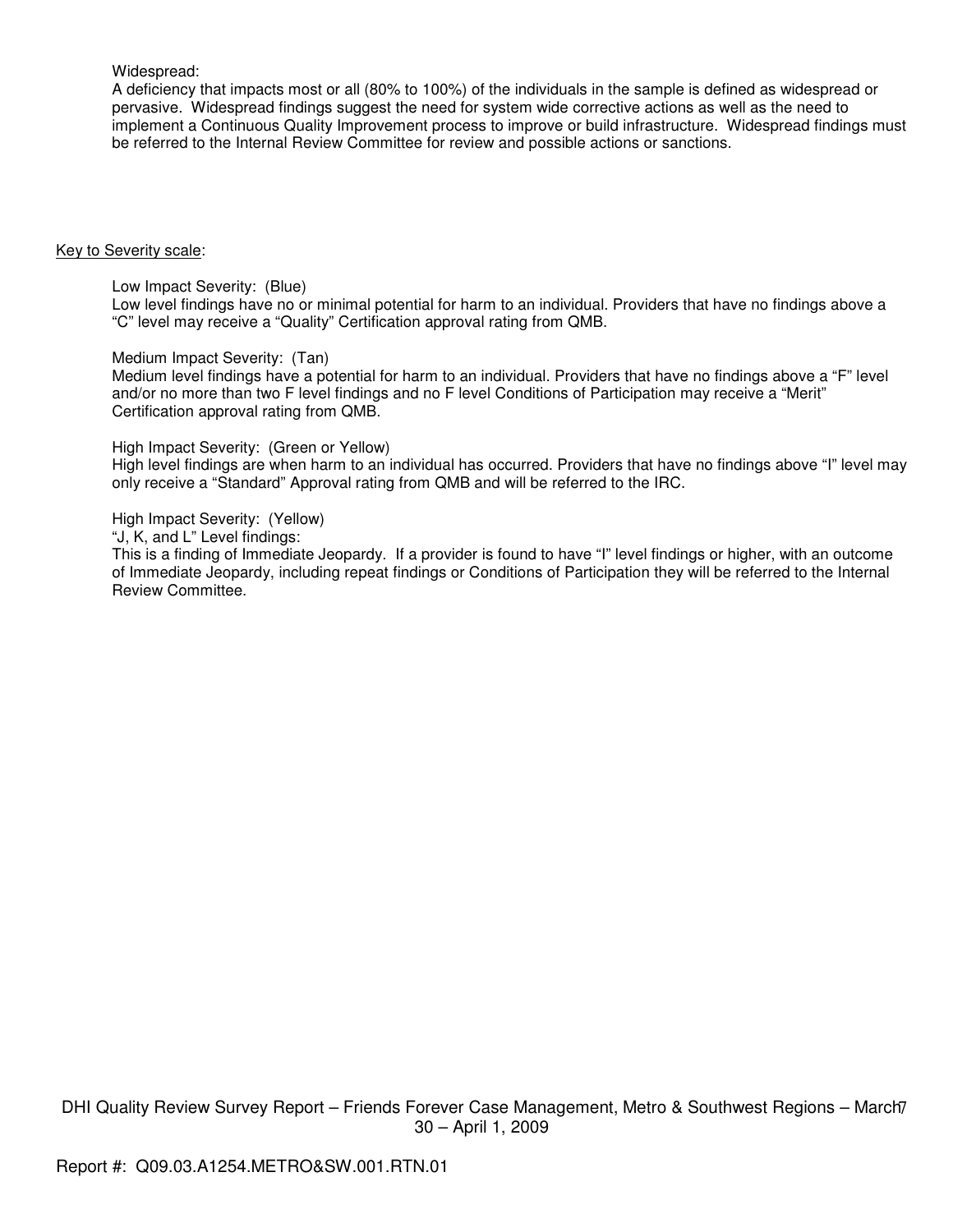Widespread:
A deficiency that impacts most or all (80% to 100%) of the individuals in the sample is defined as widespread or pervasive. Widespread findings suggest the need for system wide corrective actions as well as the need to implement a Continuous Quality Improvement process to improve or build infrastructure. Widespread findings must be referred to the Internal Review Committee for review and possible actions or sanctions.

Key to Severity scale:

Low Impact Severity: (Blue)
Low level findings have no or minimal potential for harm to an individual. Providers that have no findings above a "C" level may receive a "Quality" Certification approval rating from QMB.

Medium Impact Severity: (Tan)
Medium level findings have a potential for harm to an individual. Providers that have no findings above a "F" level and/or no more than two F level findings and no F level Conditions of Participation may receive a "Merit" Certification approval rating from QMB.

High Impact Severity: (Green or Yellow)
High level findings are when harm to an individual has occurred. Providers that have no findings above "I" level may only receive a "Standard" Approval rating from QMB and will be referred to the IRC.

High Impact Severity: (Yellow)
"J, K, and L" Level findings:
This is a finding of Immediate Jeopardy. If a provider is found to have "I" level findings or higher, with an outcome of Immediate Jeopardy, including repeat findings or Conditions of Participation they will be referred to the Internal Review Committee.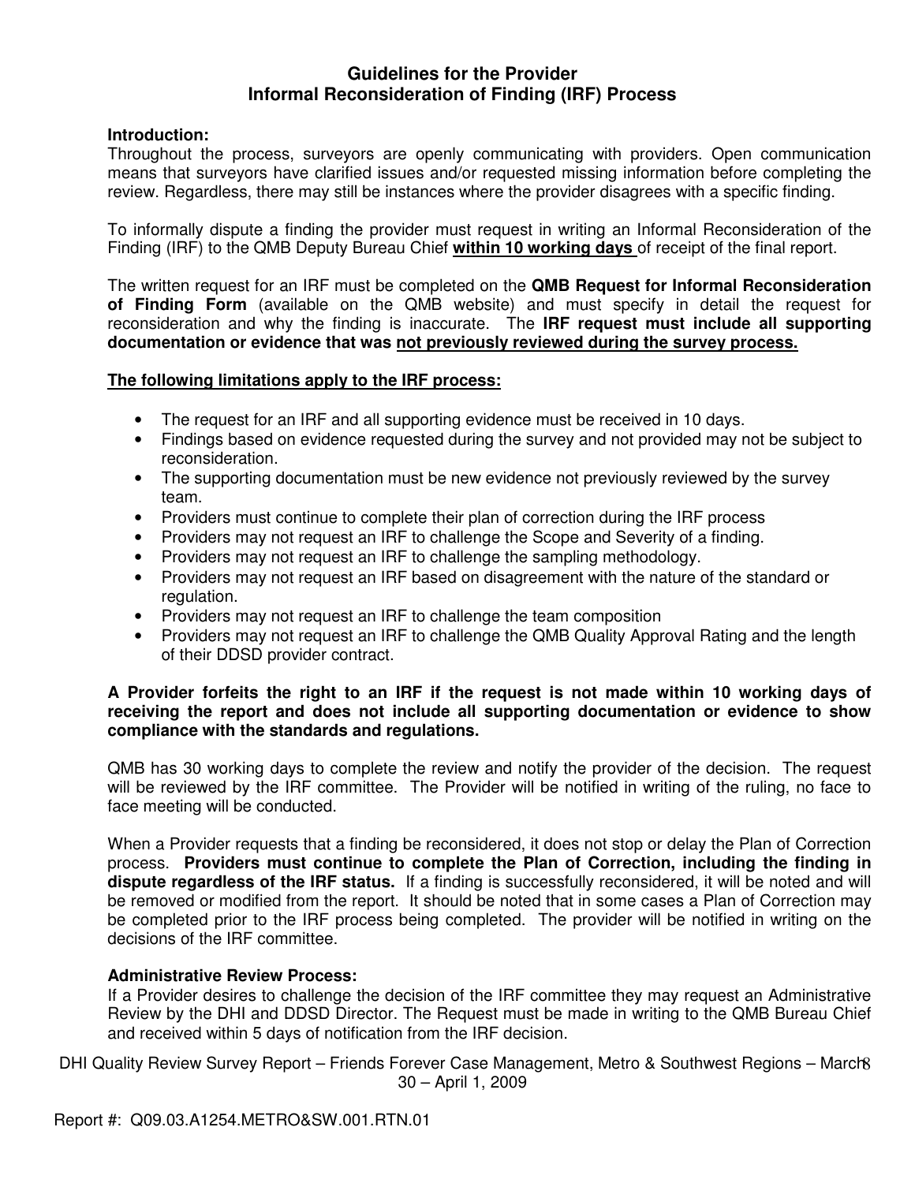## Guidelines for the Provider
## Informal Reconsideration of Finding (IRF) Process

**Introduction:**
Throughout the process, surveyors are openly communicating with providers. Open communication means that surveyors have clarified issues and/or requested missing information before completing the review. Regardless, there may still be instances where the provider disagrees with a specific finding.

To informally dispute a finding the provider must request in writing an Informal Reconsideration of the Finding (IRF) to the QMB Deputy Bureau Chief **within 10 working days** of receipt of the final report.

The written request for an IRF must be completed on the **QMB Request for Informal Reconsideration of Finding Form** (available on the QMB website) and must specify in detail the request for reconsideration and why the finding is inaccurate. The **IRF request must include all supporting documentation or evidence that was not previously reviewed during the survey process.**

**The following limitations apply to the IRF process:**

- The request for an IRF and all supporting evidence must be received in 10 days.
- Findings based on evidence requested during the survey and not provided may not be subject to reconsideration.
- The supporting documentation must be new evidence not previously reviewed by the survey team.
- Providers must continue to complete their plan of correction during the IRF process
- Providers may not request an IRF to challenge the Scope and Severity of a finding.
- Providers may not request an IRF to challenge the sampling methodology.
- Providers may not request an IRF based on disagreement with the nature of the standard or regulation.
- Providers may not request an IRF to challenge the team composition
- Providers may not request an IRF to challenge the QMB Quality Approval Rating and the length of their DDSD provider contract.

**A Provider forfeits the right to an IRF if the request is not made within 10 working days of receiving the report and does not include all supporting documentation or evidence to show compliance with the standards and regulations.**

QMB has 30 working days to complete the review and notify the provider of the decision. The request will be reviewed by the IRF committee. The Provider will be notified in writing of the ruling, no face to face meeting will be conducted.

When a Provider requests that a finding be reconsidered, it does not stop or delay the Plan of Correction process. **Providers must continue to complete the Plan of Correction, including the finding in dispute regardless of the IRF status.** If a finding is successfully reconsidered, it will be noted and will be removed or modified from the report. It should be noted that in some cases a Plan of Correction may be completed prior to the IRF process being completed. The provider will be notified in writing on the decisions of the IRF committee.

**Administrative Review Process:**
If a Provider desires to challenge the decision of the IRF committee they may request an Administrative Review by the DHI and DDSD Director. The Request must be made in writing to the QMB Bureau Chief and received within 5 days of notification from the IRF decision.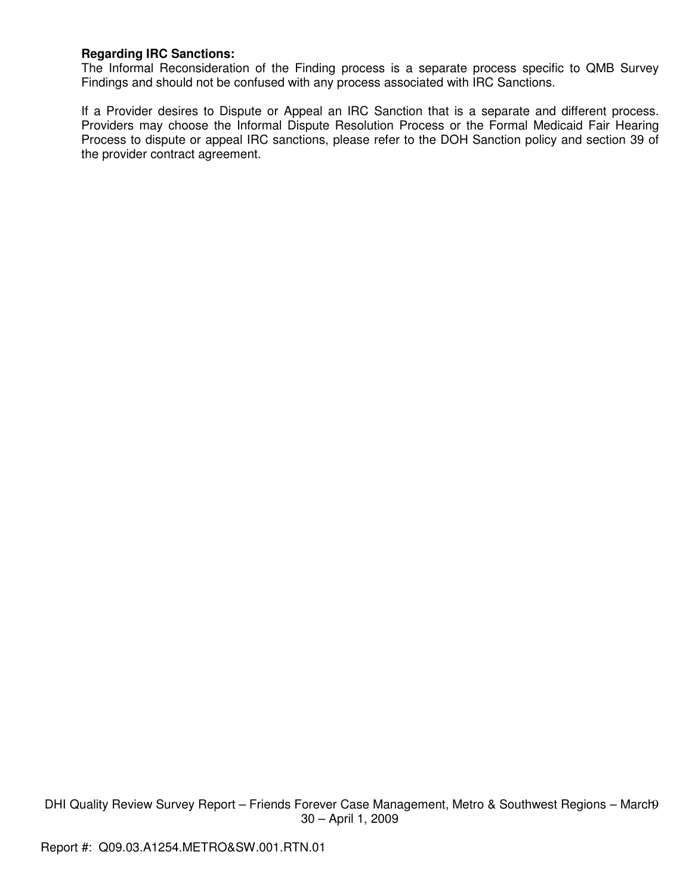**Regarding IRC Sanctions:**
The Informal Reconsideration of the Finding process is a separate process specific to QMB Survey Findings and should not be confused with any process associated with IRC Sanctions.

If a Provider desires to Dispute or Appeal an IRC Sanction that is a separate and different process. Providers may choose the Informal Dispute Resolution Process or the Formal Medicaid Fair Hearing Process to dispute or appeal IRC sanctions, please refer to the DOH Sanction policy and section 39 of the provider contract agreement.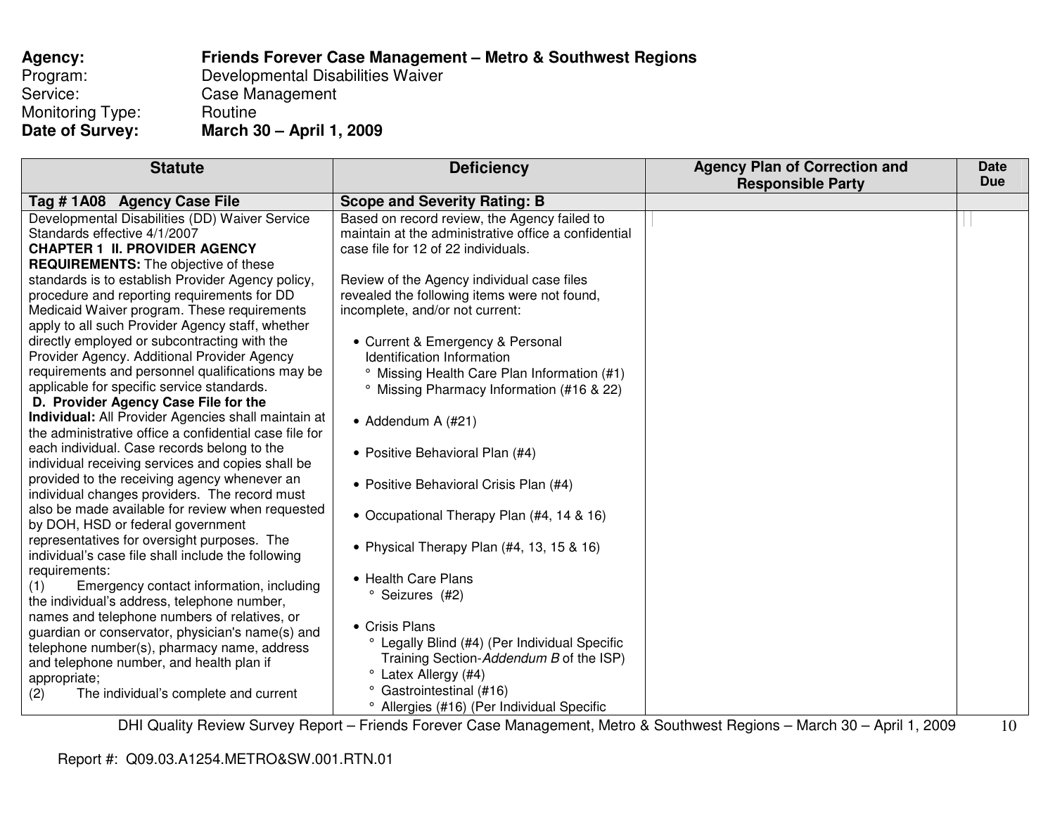**Agency:** **Friends Forever Case Management – Metro & Southwest Regions**
Program: Developmental Disabilities Waiver
Service: Case Management
Monitoring Type: Routine
**Date of Survey:** **March 30 – April 1, 2009**

| Statute | Deficiency | Agency Plan of Correction and Responsible Party | Date Due |
|---|---|---|---|
| **Tag # 1A08 Agency Case File** | **Scope and Severity Rating: B** | | |
| Developmental Disabilities (DD) Waiver Service Standards effective 4/1/2007<br>**CHAPTER 1 II. PROVIDER AGENCY REQUIREMENTS:** The objective of these standards is to establish Provider Agency policy, procedure and reporting requirements for DD Medicaid Waiver program. These requirements apply to all such Provider Agency staff, whether directly employed or subcontracting with the Provider Agency. Additional Provider Agency requirements and personnel qualifications may be applicable for specific service standards.<br>**D. Provider Agency Case File for the Individual:** All Provider Agencies shall maintain at the administrative office a confidential case file for each individual. Case records belong to the individual receiving services and copies shall be provided to the receiving agency whenever an individual changes providers. The record must also be made available for review when requested by DOH, HSD or federal government representatives for oversight purposes. The individual's case file shall include the following requirements:<br>(1) Emergency contact information, including the individual's address, telephone number, names and telephone numbers of relatives, or guardian or conservator, physician's name(s) and telephone number(s), pharmacy name, address and telephone number, and health plan if appropriate;<br>(2) The individual's complete and current | Based on record review, the Agency failed to maintain at the administrative office a confidential case file for 12 of 22 individuals.<br><br>Review of the Agency individual case files revealed the following items were not found, incomplete, and/or not current:<br><br>• Current & Emergency & Personal Identification Information<br>° Missing Health Care Plan Information (#1)<br>° Missing Pharmacy Information (#16 & 22)<br><br>• Addendum A (#21)<br><br>• Positive Behavioral Plan (#4)<br><br>• Positive Behavioral Crisis Plan (#4)<br><br>• Occupational Therapy Plan (#4, 14 & 16)<br><br>• Physical Therapy Plan (#4, 13, 15 & 16)<br><br>• Health Care Plans<br>° Seizures (#2)<br><br>• Crisis Plans<br>° Legally Blind (#4) (Per Individual Specific Training Section-*Addendum B* of the ISP)<br>° Latex Allergy (#4)<br>° Gastrointestinal (#16)<br>° Allergies (#16) (Per Individual Specific | | |

Report #: Q09.03.A1254.METRO&SW.001.RTN.01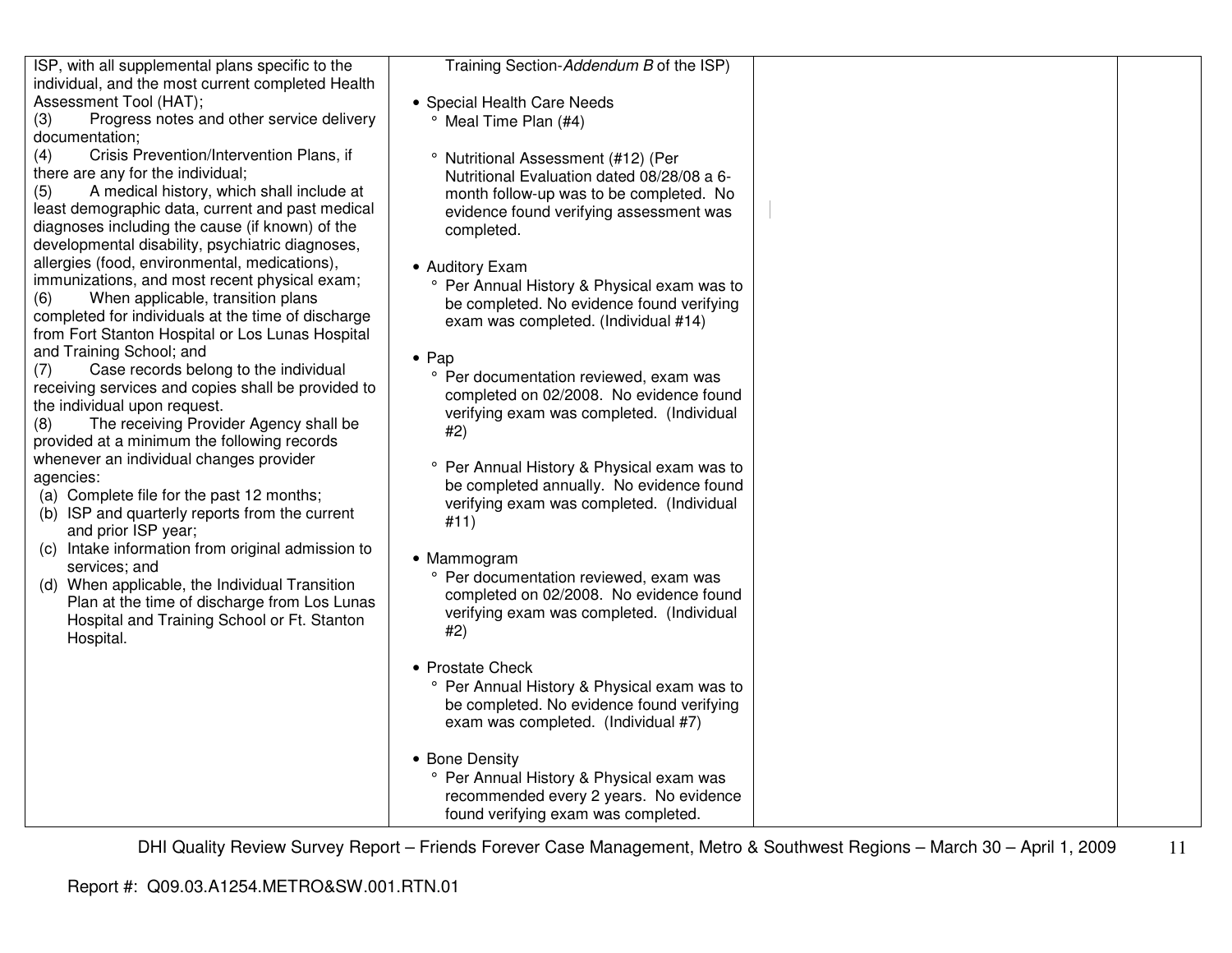| | | | |
|---|---|---|---|
| ISP, with all supplemental plans specific to the individual, and the most current completed Health Assessment Tool (HAT);<br>(3) Progress notes and other service delivery documentation;<br>(4) Crisis Prevention/Intervention Plans, if there are any for the individual;<br>(5) A medical history, which shall include at least demographic data, current and past medical diagnoses including the cause (if known) of the developmental disability, psychiatric diagnoses, allergies (food, environmental, medications), immunizations, and most recent physical exam;<br>(6) When applicable, transition plans completed for individuals at the time of discharge from Fort Stanton Hospital or Los Lunas Hospital and Training School; and<br>(7) Case records belong to the individual receiving services and copies shall be provided to the individual upon request.<br>(8) The receiving Provider Agency shall be provided at a minimum the following records whenever an individual changes provider agencies:<br>(a) Complete file for the past 12 months;<br>(b) ISP and quarterly reports from the current and prior ISP year;<br>(c) Intake information from original admission to services; and<br>(d) When applicable, the Individual Transition Plan at the time of discharge from Los Lunas Hospital and Training School or Ft. Stanton Hospital. | Training Section-*Addendum B* of the ISP)<br><br>• Special Health Care Needs<br>° Meal Time Plan (#4)<br><br>° Nutritional Assessment (#12) (Per Nutritional Evaluation dated 08/28/08 a 6-month follow-up was to be completed. No evidence found verifying assessment was completed.<br><br>• Auditory Exam<br>° Per Annual History & Physical exam was to be completed. No evidence found verifying exam was completed. (Individual #14)<br><br>• Pap<br>° Per documentation reviewed, exam was completed on 02/2008. No evidence found verifying exam was completed. (Individual #2)<br><br>° Per Annual History & Physical exam was to be completed annually. No evidence found verifying exam was completed. (Individual #11)<br><br>• Mammogram<br>° Per documentation reviewed, exam was completed on 02/2008. No evidence found verifying exam was completed. (Individual #2)<br><br>• Prostate Check<br>° Per Annual History & Physical exam was to be completed. No evidence found verifying exam was completed. (Individual #7)<br><br>• Bone Density<br>° Per Annual History & Physical exam was recommended every 2 years. No evidence found verifying exam was completed. | | |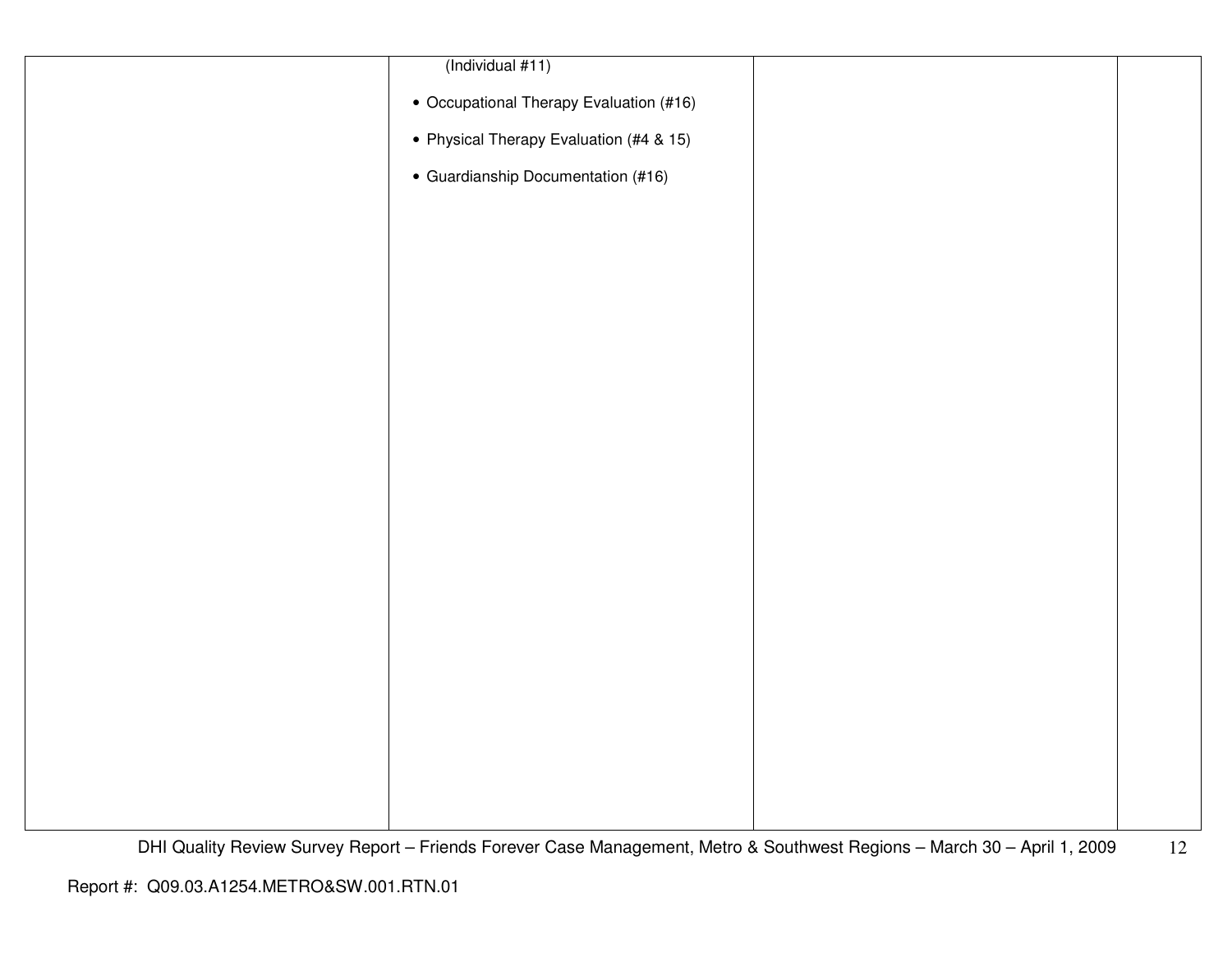| | | | |
|---|---|---|---|
| | (Individual #11)<br><br>• Occupational Therapy Evaluation (#16)<br><br>• Physical Therapy Evaluation (#4 & 15)<br><br>• Guardianship Documentation (#16) | | |

Report #: Q09.03.A1254.METRO&SW.001.RTN.01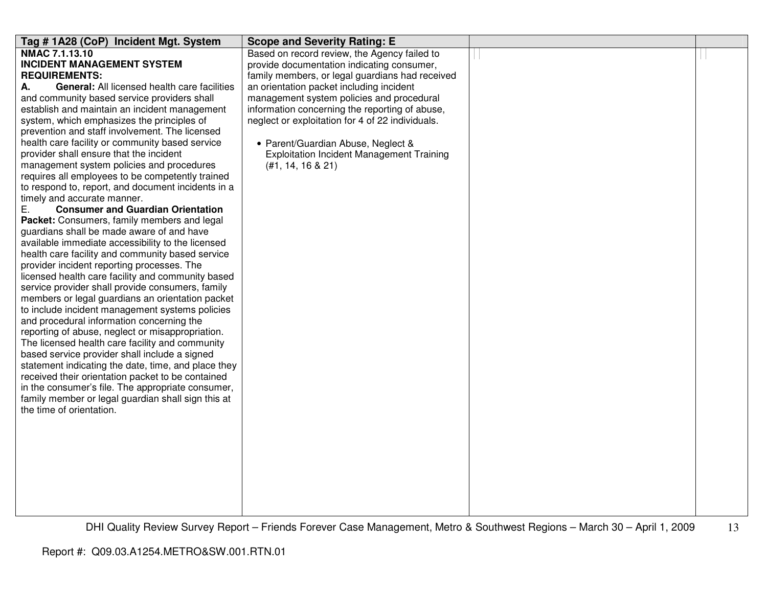| Tag # 1A28 (CoP) Incident Mgt. System | Scope and Severity Rating: E | | |
|---|---|---|---|
| **NMAC 7.1.13.10**<br>**INCIDENT MANAGEMENT SYSTEM REQUIREMENTS:**<br>**A. General:** All licensed health care facilities and community based service providers shall establish and maintain an incident management system, which emphasizes the principles of prevention and staff involvement. The licensed health care facility or community based service provider shall ensure that the incident management system policies and procedures requires all employees to be competently trained to respond to, report, and document incidents in a timely and accurate manner.<br>E. **Consumer and Guardian Orientation Packet:** Consumers, family members and legal guardians shall be made aware of and have available immediate accessibility to the licensed health care facility and community based service provider incident reporting processes. The licensed health care facility and community based service provider shall provide consumers, family members or legal guardians an orientation packet to include incident management systems policies and procedural information concerning the reporting of abuse, neglect or misappropriation. The licensed health care facility and community based service provider shall include a signed statement indicating the date, time, and place they received their orientation packet to be contained in the consumer's file. The appropriate consumer, family member or legal guardian shall sign this at the time of orientation. | Based on record review, the Agency failed to provide documentation indicating consumer, family members, or legal guardians had received an orientation packet including incident management system policies and procedural information concerning the reporting of abuse, neglect or exploitation for 4 of 22 individuals.<br><br>• Parent/Guardian Abuse, Neglect & Exploitation Incident Management Training (#1, 14, 16 & 21) | | |

Report #: Q09.03.A1254.METRO&SW.001.RTN.01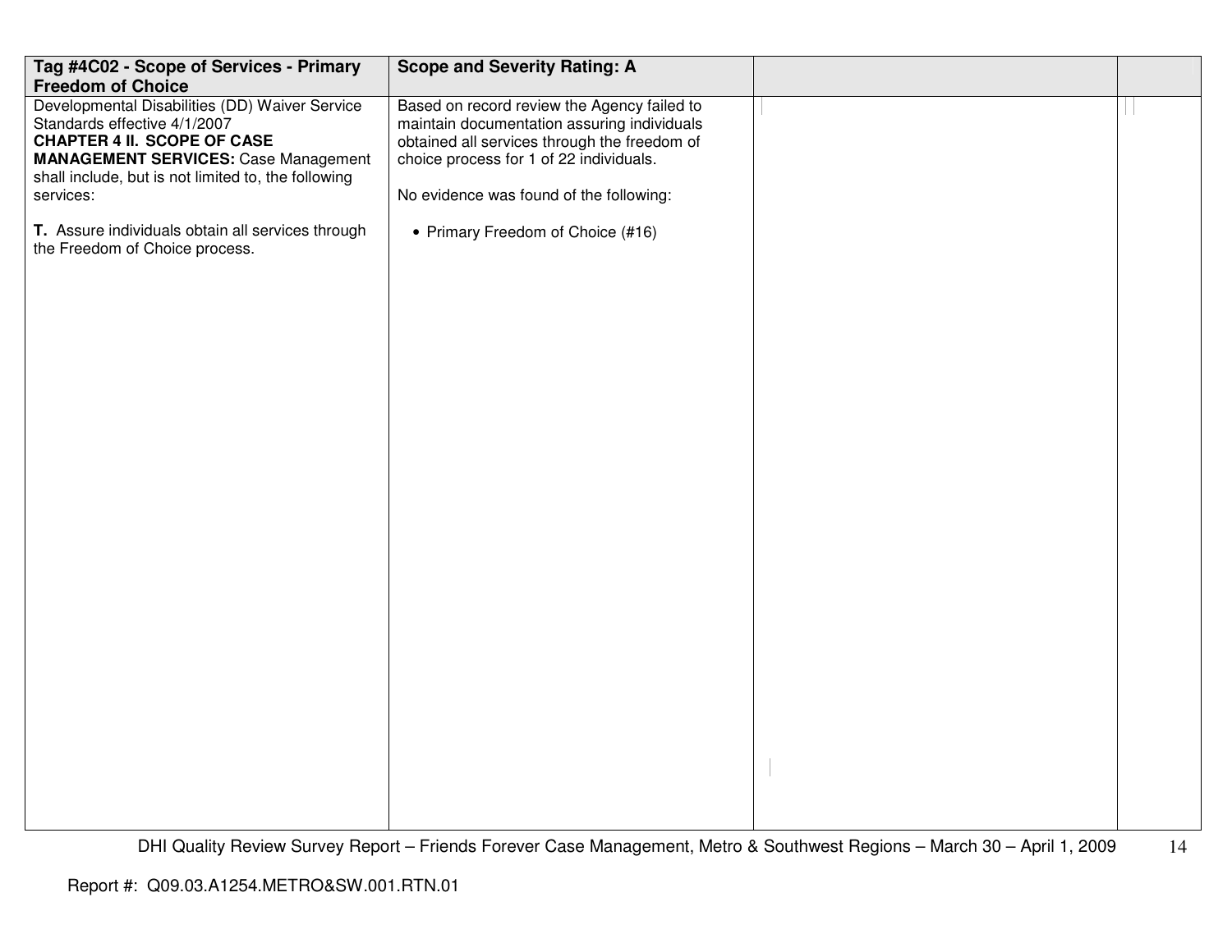| Tag #4C02 - Scope of Services - Primary Freedom of Choice | Scope and Severity Rating: A | | |
|---|---|---|---|
| Developmental Disabilities (DD) Waiver Service Standards effective 4/1/2007<br>**CHAPTER 4 II. SCOPE OF CASE MANAGEMENT SERVICES:** Case Management shall include, but is not limited to, the following services:<br><br>**T.** Assure individuals obtain all services through the Freedom of Choice process. | Based on record review the Agency failed to maintain documentation assuring individuals obtained all services through the freedom of choice process for 1 of 22 individuals.<br><br>No evidence was found of the following:<br><br>• Primary Freedom of Choice (#16) | | |

DHI Quality Review Survey Report – Friends Forever Case Management, Metro & Southwest Regions – March 30 – April 1, 2009

Report #: Q09.03.A1254.METRO&SW.001.RTN.01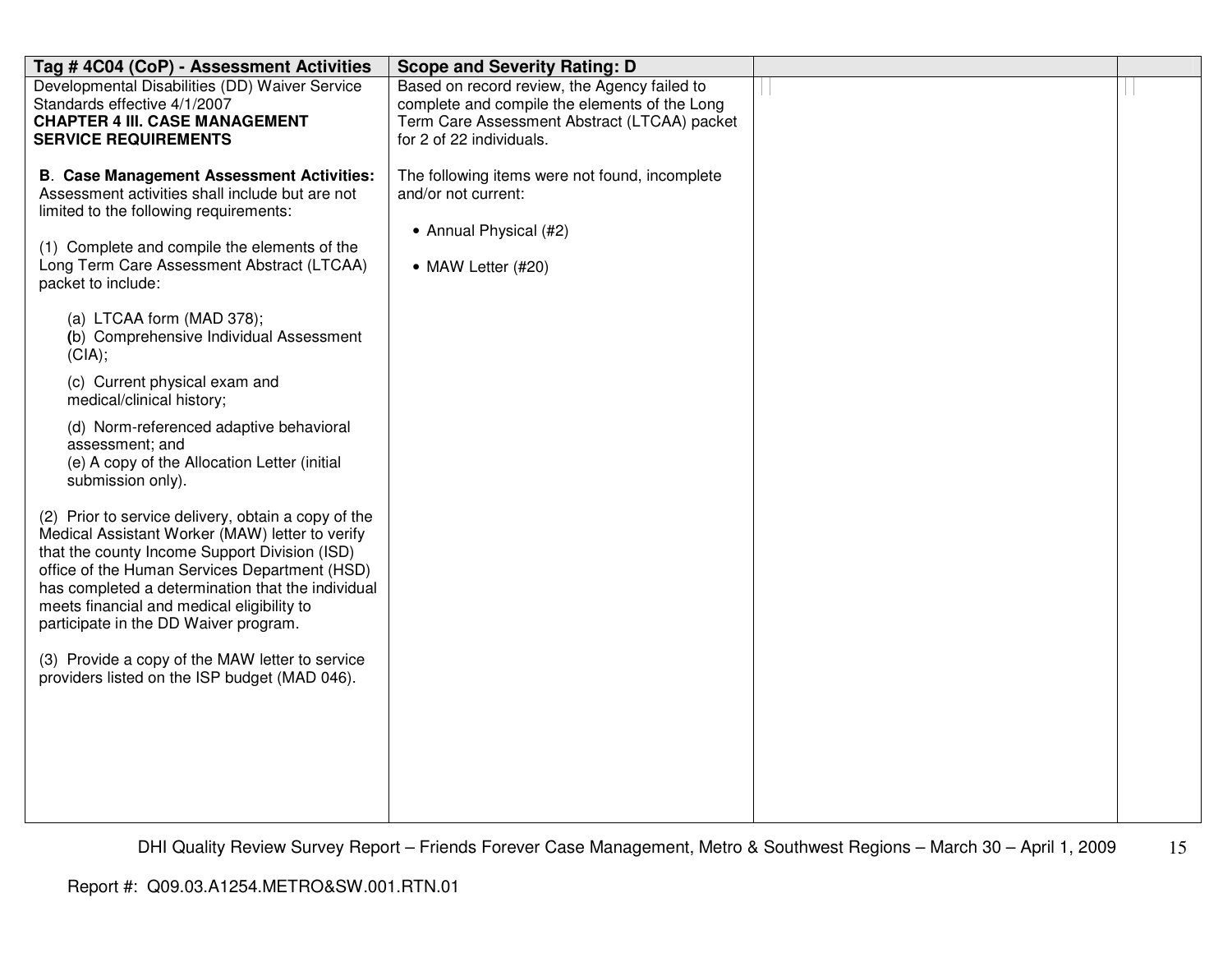| Tag # 4C04 (CoP) - Assessment Activities | Scope and Severity Rating: D | | |
|---|---|---|---|
| Developmental Disabilities (DD) Waiver Service Standards effective 4/1/2007<br>**CHAPTER 4 III. CASE MANAGEMENT SERVICE REQUIREMENTS**<br><br>**B**. **Case Management Assessment Activities:** Assessment activities shall include but are not limited to the following requirements:<br><br>(1) Complete and compile the elements of the Long Term Care Assessment Abstract (LTCAA) packet to include:<br><br>(a) LTCAA form (MAD 378);<br>(b) Comprehensive Individual Assessment (CIA);<br>(c) Current physical exam and medical/clinical history;<br>(d) Norm-referenced adaptive behavioral assessment; and<br>(e) A copy of the Allocation Letter (initial submission only).<br><br>(2) Prior to service delivery, obtain a copy of the Medical Assistant Worker (MAW) letter to verify that the county Income Support Division (ISD) office of the Human Services Department (HSD) has completed a determination that the individual meets financial and medical eligibility to participate in the DD Waiver program.<br><br>(3) Provide a copy of the MAW letter to service providers listed on the ISP budget (MAD 046). | Based on record review, the Agency failed to complete and compile the elements of the Long Term Care Assessment Abstract (LTCAA) packet for 2 of 22 individuals.<br><br>The following items were not found, incomplete and/or not current:<br><br>• Annual Physical (#2)<br><br>• MAW Letter (#20) | | |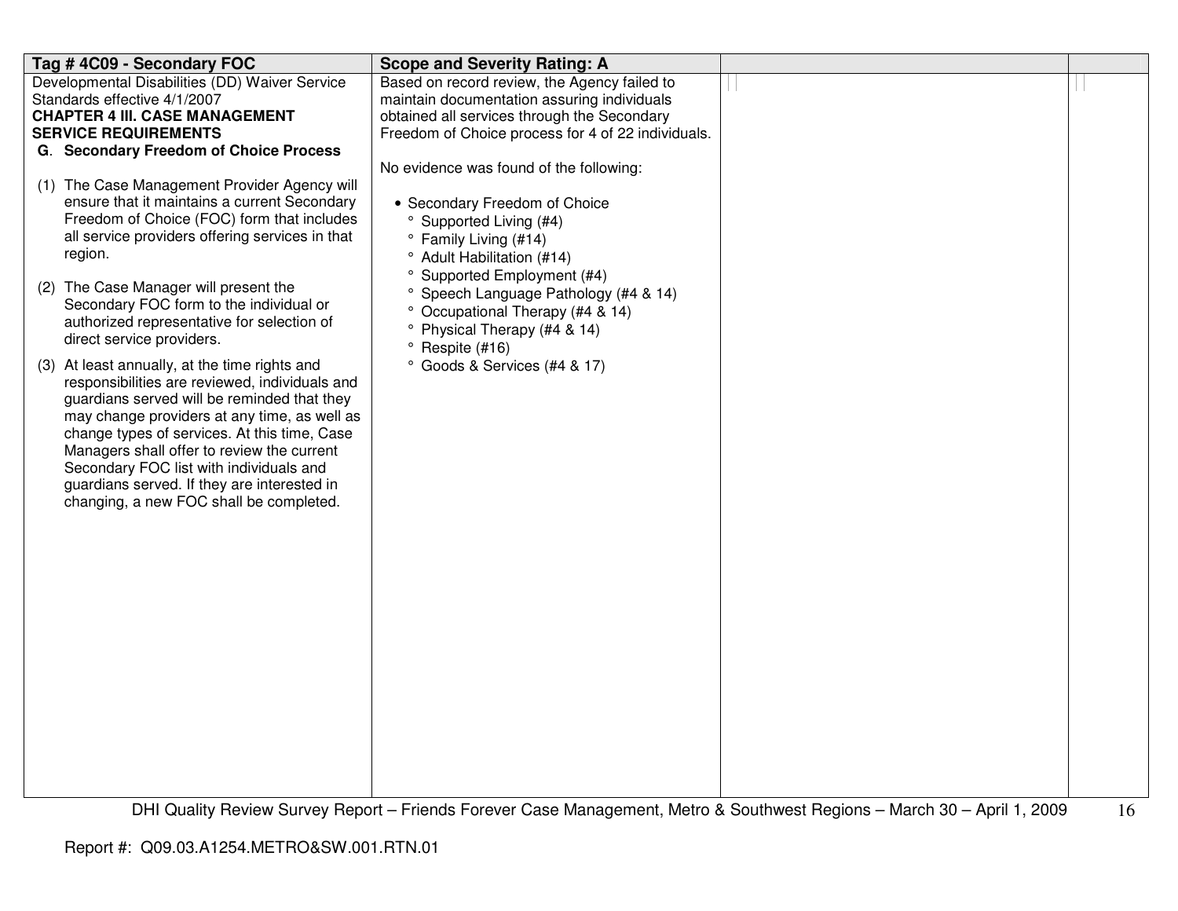| Tag # 4C09 - Secondary FOC | Scope and Severity Rating: A | | |
|---|---|---|---|
| Developmental Disabilities (DD) Waiver Service Standards effective 4/1/2007<br>**CHAPTER 4 III. CASE MANAGEMENT SERVICE REQUIREMENTS**<br>**G. Secondary Freedom of Choice Process**<br><br>(1) The Case Management Provider Agency will ensure that it maintains a current Secondary Freedom of Choice (FOC) form that includes all service providers offering services in that region.<br><br>(2) The Case Manager will present the Secondary FOC form to the individual or authorized representative for selection of direct service providers.<br><br>(3) At least annually, at the time rights and responsibilities are reviewed, individuals and guardians served will be reminded that they may change providers at any time, as well as change types of services. At this time, Case Managers shall offer to review the current Secondary FOC list with individuals and guardians served. If they are interested in changing, a new FOC shall be completed. | Based on record review, the Agency failed to maintain documentation assuring individuals obtained all services through the Secondary Freedom of Choice process for 4 of 22 individuals.<br><br>No evidence was found of the following:<br><br>• Secondary Freedom of Choice<br>° Supported Living (#4)<br>° Family Living (#14)<br>° Adult Habilitation (#14)<br>° Supported Employment (#4)<br>° Speech Language Pathology (#4 & 14)<br>° Occupational Therapy (#4 & 14)<br>° Physical Therapy (#4 & 14)<br>° Respite (#16)<br>° Goods & Services (#4 & 17) | | |

Report #: Q09.03.A1254.METRO&SW.001.RTN.01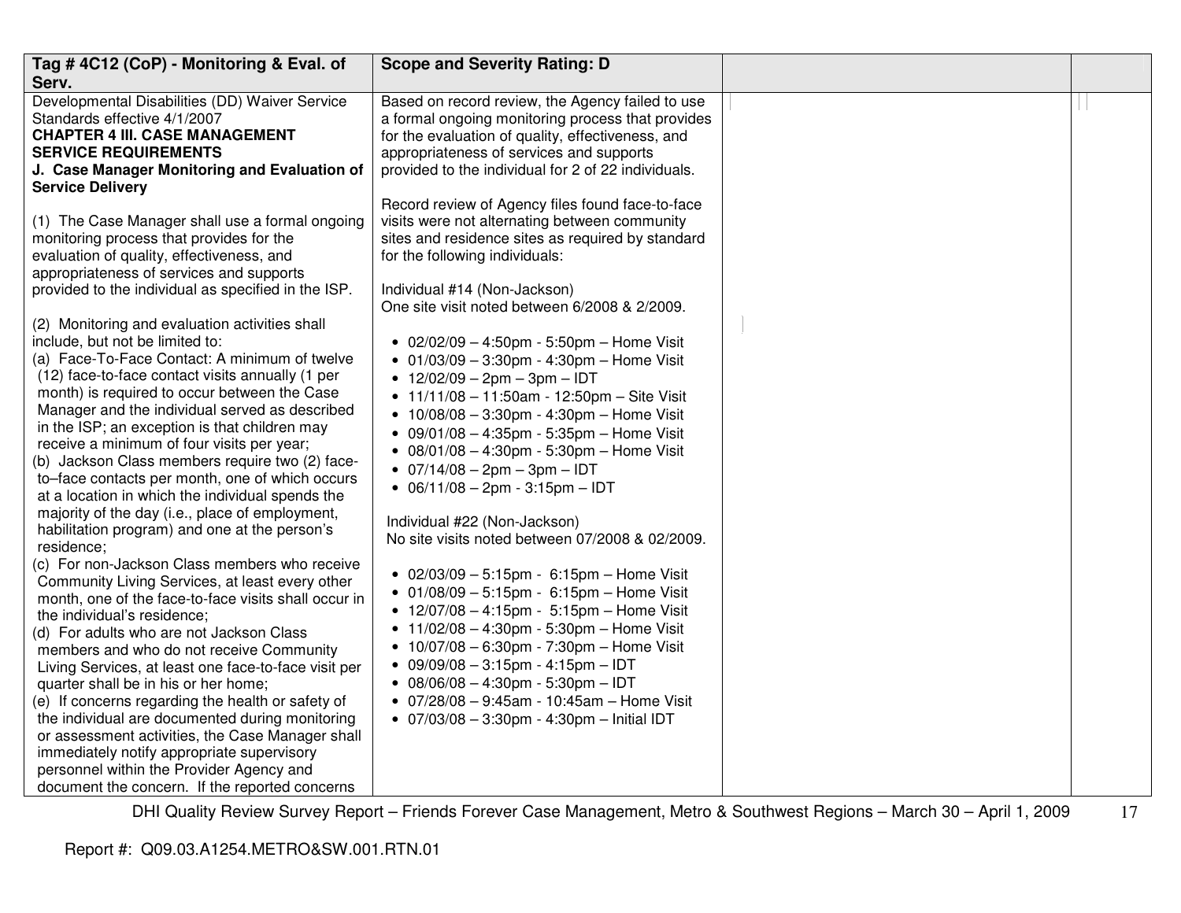| Tag # 4C12 (CoP) - Monitoring & Eval. of Serv. | Scope and Severity Rating: D | | |
|---|---|---|---|
| Developmental Disabilities (DD) Waiver Service Standards effective 4/1/2007<br>**CHAPTER 4 III. CASE MANAGEMENT SERVICE REQUIREMENTS**<br>**J. Case Manager Monitoring and Evaluation of Service Delivery**<br><br>(1) The Case Manager shall use a formal ongoing monitoring process that provides for the evaluation of quality, effectiveness, and appropriateness of services and supports provided to the individual as specified in the ISP.<br><br>(2) Monitoring and evaluation activities shall include, but not be limited to:<br>(a) Face-To-Face Contact: A minimum of twelve (12) face-to-face contact visits annually (1 per month) is required to occur between the Case Manager and the individual served as described in the ISP; an exception is that children may receive a minimum of four visits per year;<br>(b) Jackson Class members require two (2) face-to–face contacts per month, one of which occurs at a location in which the individual spends the majority of the day (i.e., place of employment, habilitation program) and one at the person's residence;<br>(c) For non-Jackson Class members who receive Community Living Services, at least every other month, one of the face-to-face visits shall occur in the individual's residence;<br>(d) For adults who are not Jackson Class members and who do not receive Community Living Services, at least one face-to-face visit per quarter shall be in his or her home;<br>(e) If concerns regarding the health or safety of the individual are documented during monitoring or assessment activities, the Case Manager shall immediately notify appropriate supervisory personnel within the Provider Agency and document the concern. If the reported concerns | Based on record review, the Agency failed to use a formal ongoing monitoring process that provides for the evaluation of quality, effectiveness, and appropriateness of services and supports provided to the individual for 2 of 22 individuals.<br><br>Record review of Agency files found face-to-face visits were not alternating between community sites and residence sites as required by standard for the following individuals:<br><br>Individual #14 (Non-Jackson)<br>One site visit noted between 6/2008 & 2/2009.<br><br>• 02/02/09 – 4:50pm - 5:50pm – Home Visit<br>• 01/03/09 – 3:30pm - 4:30pm – Home Visit<br>• 12/02/09 – 2pm – 3pm – IDT<br>• 11/11/08 – 11:50am - 12:50pm – Site Visit<br>• 10/08/08 – 3:30pm - 4:30pm – Home Visit<br>• 09/01/08 – 4:35pm - 5:35pm – Home Visit<br>• 08/01/08 – 4:30pm - 5:30pm – Home Visit<br>• 07/14/08 – 2pm – 3pm – IDT<br>• 06/11/08 – 2pm - 3:15pm – IDT<br><br>Individual #22 (Non-Jackson)<br>No site visits noted between 07/2008 & 02/2009.<br><br>• 02/03/09 – 5:15pm - 6:15pm – Home Visit<br>• 01/08/09 – 5:15pm - 6:15pm – Home Visit<br>• 12/07/08 – 4:15pm - 5:15pm – Home Visit<br>• 11/02/08 – 4:30pm - 5:30pm – Home Visit<br>• 10/07/08 – 6:30pm - 7:30pm – Home Visit<br>• 09/09/08 – 3:15pm - 4:15pm – IDT<br>• 08/06/08 – 4:30pm - 5:30pm – IDT<br>• 07/28/08 – 9:45am - 10:45am – Home Visit<br>• 07/03/08 – 3:30pm - 4:30pm – Initial IDT | | |

DHI Quality Review Survey Report – Friends Forever Case Management, Metro & Southwest Regions – March 30 – April 1, 2009

Report #: Q09.03.A1254.METRO&SW.001.RTN.01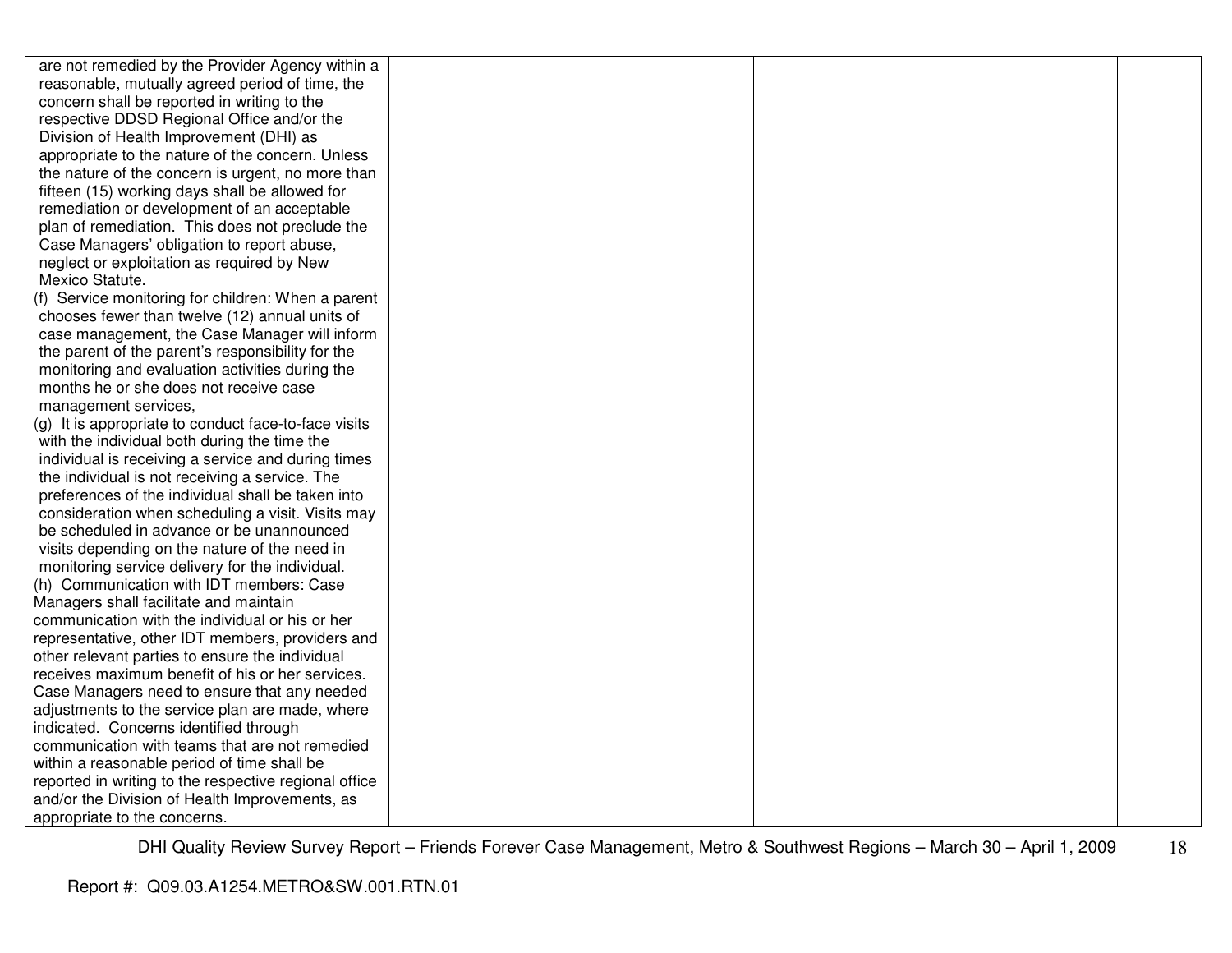| | | | |
|---|---|---|---|
| are not remedied by the Provider Agency within a reasonable, mutually agreed period of time, the concern shall be reported in writing to the respective DDSD Regional Office and/or the Division of Health Improvement (DHI) as appropriate to the nature of the concern. Unless the nature of the concern is urgent, no more than fifteen (15) working days shall be allowed for remediation or development of an acceptable plan of remediation. This does not preclude the Case Managers' obligation to report abuse, neglect or exploitation as required by New Mexico Statute.<br>(f) Service monitoring for children: When a parent chooses fewer than twelve (12) annual units of case management, the Case Manager will inform the parent of the parent's responsibility for the monitoring and evaluation activities during the months he or she does not receive case management services,<br>(g) It is appropriate to conduct face-to-face visits with the individual both during the time the individual is receiving a service and during times the individual is not receiving a service. The preferences of the individual shall be taken into consideration when scheduling a visit. Visits may be scheduled in advance or be unannounced visits depending on the nature of the need in monitoring service delivery for the individual.<br>(h) Communication with IDT members: Case Managers shall facilitate and maintain communication with the individual or his or her representative, other IDT members, providers and other relevant parties to ensure the individual receives maximum benefit of his or her services. Case Managers need to ensure that any needed adjustments to the service plan are made, where indicated. Concerns identified through communication with teams that are not remedied within a reasonable period of time shall be reported in writing to the respective regional office and/or the Division of Health Improvements, as appropriate to the concerns. | | | |

DHI Quality Review Survey Report – Friends Forever Case Management, Metro & Southwest Regions – March 30 – April 1, 2009

Report #: Q09.03.A1254.METRO&SW.001.RTN.01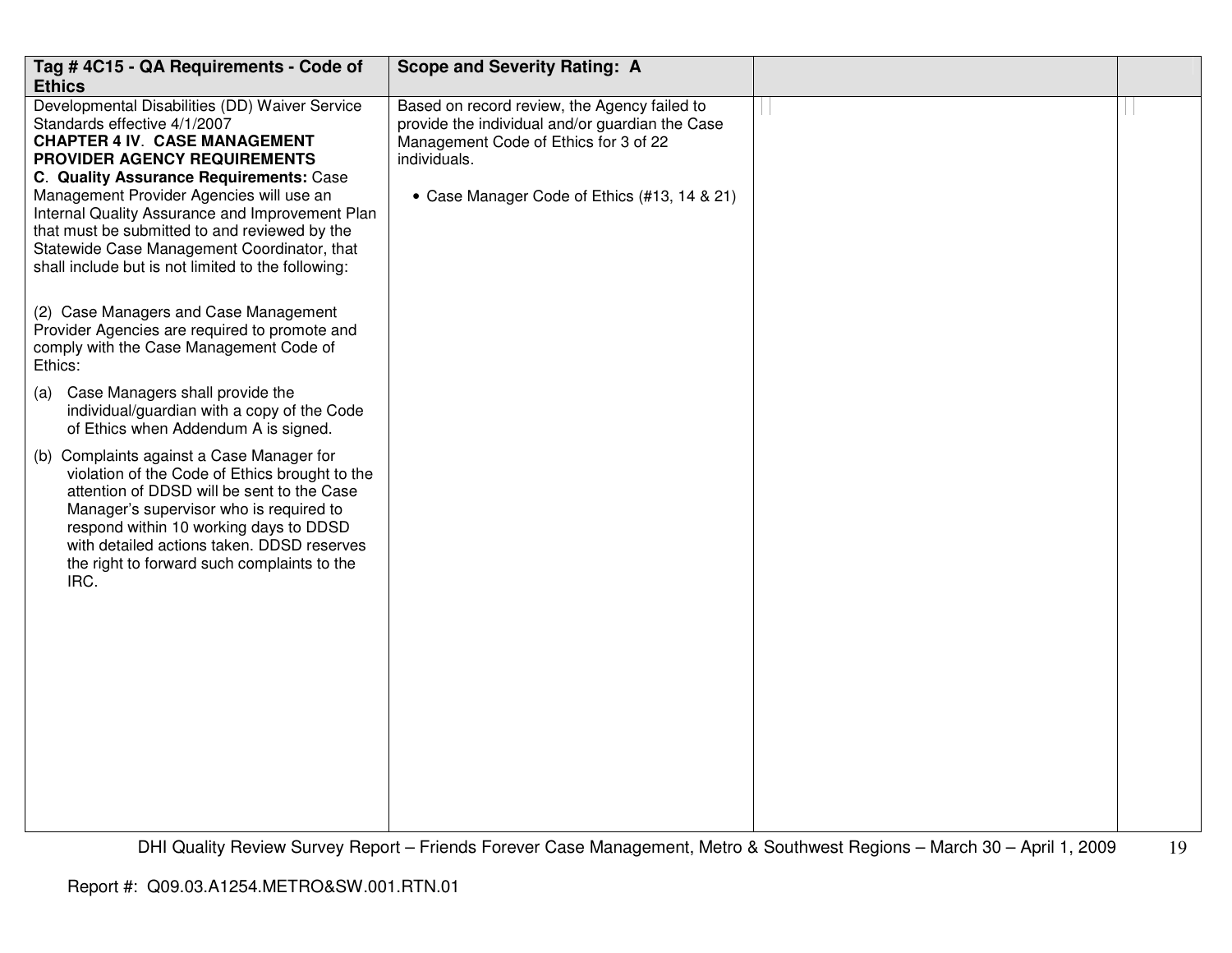| Tag # 4C15 - QA Requirements - Code of Ethics | Scope and Severity Rating: A | | |
|---|---|---|---|
| Developmental Disabilities (DD) Waiver Service Standards effective 4/1/2007<br>**CHAPTER 4 IV. CASE MANAGEMENT PROVIDER AGENCY REQUIREMENTS**<br>**C. Quality Assurance Requirements:** Case Management Provider Agencies will use an Internal Quality Assurance and Improvement Plan that must be submitted to and reviewed by the Statewide Case Management Coordinator, that shall include but is not limited to the following:<br><br>(2) Case Managers and Case Management Provider Agencies are required to promote and comply with the Case Management Code of Ethics:<br><br>(a) Case Managers shall provide the individual/guardian with a copy of the Code of Ethics when Addendum A is signed.<br><br>(b) Complaints against a Case Manager for violation of the Code of Ethics brought to the attention of DDSD will be sent to the Case Manager's supervisor who is required to respond within 10 working days to DDSD with detailed actions taken. DDSD reserves the right to forward such complaints to the IRC. | Based on record review, the Agency failed to provide the individual and/or guardian the Case Management Code of Ethics for 3 of 22 individuals.<br><br>• Case Manager Code of Ethics (#13, 14 & 21) | | |

DHI Quality Review Survey Report – Friends Forever Case Management, Metro & Southwest Regions – March 30 – April 1, 2009

Report #: Q09.03.A1254.METRO&SW.001.RTN.01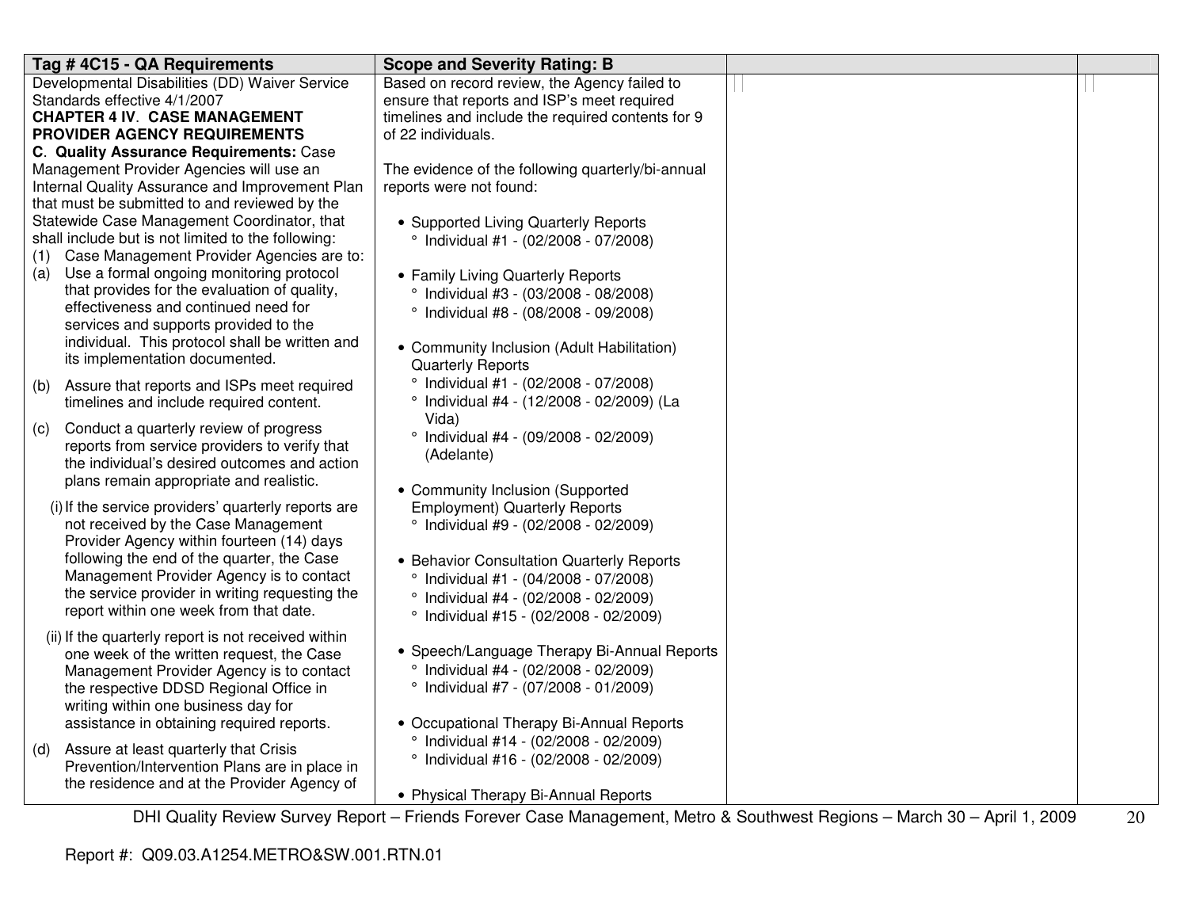| Tag # 4C15 - QA Requirements | Scope and Severity Rating: B | | |
|---|---|---|---|
| Developmental Disabilities (DD) Waiver Service Standards effective 4/1/2007<br>**CHAPTER 4 IV. CASE MANAGEMENT PROVIDER AGENCY REQUIREMENTS**<br>**C. Quality Assurance Requirements:** Case Management Provider Agencies will use an Internal Quality Assurance and Improvement Plan that must be submitted to and reviewed by the Statewide Case Management Coordinator, that shall include but is not limited to the following:<br>(1) Case Management Provider Agencies are to:<br>(a) Use a formal ongoing monitoring protocol that provides for the evaluation of quality, effectiveness and continued need for services and supports provided to the individual. This protocol shall be written and its implementation documented.<br>(b) Assure that reports and ISPs meet required timelines and include required content.<br>(c) Conduct a quarterly review of progress reports from service providers to verify that the individual's desired outcomes and action plans remain appropriate and realistic.<br>(i) If the service providers' quarterly reports are not received by the Case Management Provider Agency within fourteen (14) days following the end of the quarter, the Case Management Provider Agency is to contact the service provider in writing requesting the report within one week from that date.<br>(ii) If the quarterly report is not received within one week of the written request, the Case Management Provider Agency is to contact the respective DDSD Regional Office in writing within one business day for assistance in obtaining required reports.<br>(d) Assure at least quarterly that Crisis Prevention/Intervention Plans are in place in the residence and at the Provider Agency of | Based on record review, the Agency failed to ensure that reports and ISP's meet required timelines and include the required contents for 9 of 22 individuals.<br><br>The evidence of the following quarterly/bi-annual reports were not found:<br><br>• Supported Living Quarterly Reports<br>° Individual #1 - (02/2008 - 07/2008)<br><br>• Family Living Quarterly Reports<br>° Individual #3 - (03/2008 - 08/2008)<br>° Individual #8 - (08/2008 - 09/2008)<br><br>• Community Inclusion (Adult Habilitation) Quarterly Reports<br>° Individual #1 - (02/2008 - 07/2008)<br>° Individual #4 - (12/2008 - 02/2009) (La Vida)<br>° Individual #4 - (09/2008 - 02/2009) (Adelante)<br><br>• Community Inclusion (Supported Employment) Quarterly Reports<br>° Individual #9 - (02/2008 - 02/2009)<br><br>• Behavior Consultation Quarterly Reports<br>° Individual #1 - (04/2008 - 07/2008)<br>° Individual #4 - (02/2008 - 02/2009)<br>° Individual #15 - (02/2008 - 02/2009)<br><br>• Speech/Language Therapy Bi-Annual Reports<br>° Individual #4 - (02/2008 - 02/2009)<br>° Individual #7 - (07/2008 - 01/2009)<br><br>• Occupational Therapy Bi-Annual Reports<br>° Individual #14 - (02/2008 - 02/2009)<br>° Individual #16 - (02/2008 - 02/2009)<br><br>• Physical Therapy Bi-Annual Reports | | |

DHI Quality Review Survey Report – Friends Forever Case Management, Metro & Southwest Regions – March 30 – April 1, 2009

Report #: Q09.03.A1254.METRO&SW.001.RTN.01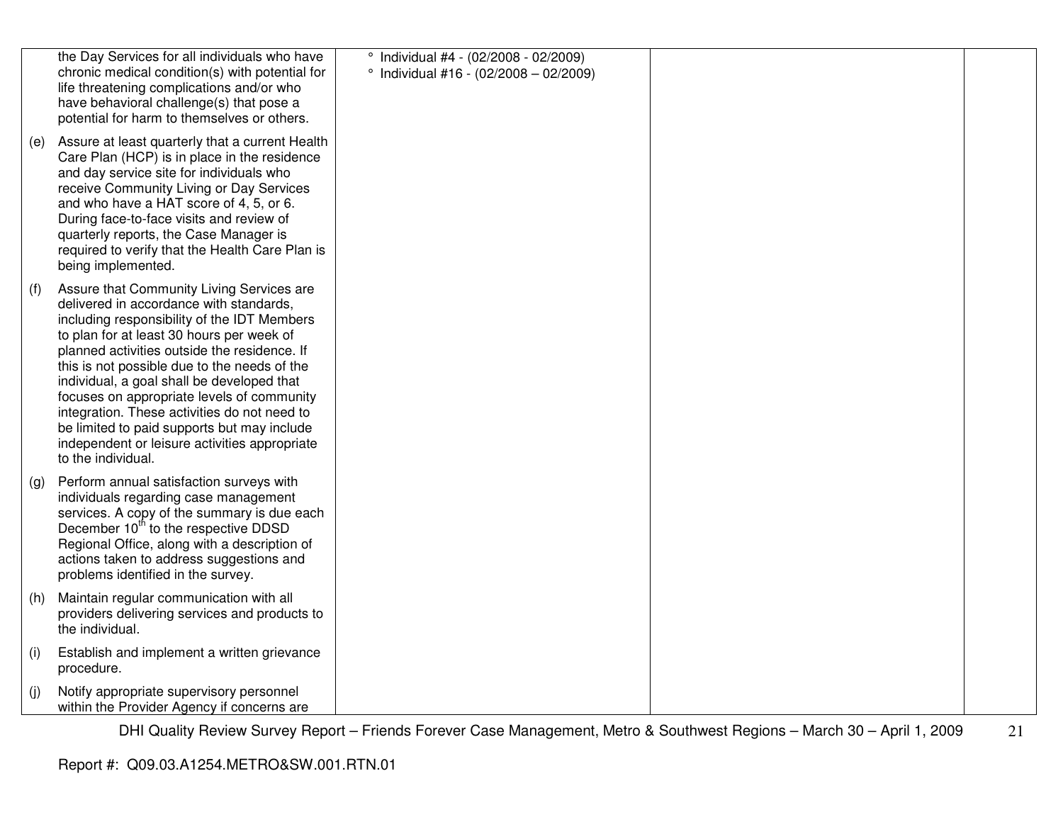| | | | |
|---|---|---|---|
| the Day Services for all individuals who have chronic medical condition(s) with potential for life threatening complications and/or who have behavioral challenge(s) that pose a potential for harm to themselves or others.<br><br>(e) Assure at least quarterly that a current Health Care Plan (HCP) is in place in the residence and day service site for individuals who receive Community Living or Day Services and who have a HAT score of 4, 5, or 6. During face-to-face visits and review of quarterly reports, the Case Manager is required to verify that the Health Care Plan is being implemented.<br><br>(f) Assure that Community Living Services are delivered in accordance with standards, including responsibility of the IDT Members to plan for at least 30 hours per week of planned activities outside the residence. If this is not possible due to the needs of the individual, a goal shall be developed that focuses on appropriate levels of community integration. These activities do not need to be limited to paid supports but may include independent or leisure activities appropriate to the individual.<br><br>(g) Perform annual satisfaction surveys with individuals regarding case management services. A copy of the summary is due each December 10th to the respective DDSD Regional Office, along with a description of actions taken to address suggestions and problems identified in the survey.<br><br>(h) Maintain regular communication with all providers delivering services and products to the individual.<br><br>(i) Establish and implement a written grievance procedure.<br><br>(j) Notify appropriate supervisory personnel within the Provider Agency if concerns are | ° Individual #4 - (02/2008 - 02/2009)<br>° Individual #16 - (02/2008 – 02/2009) | | |

Report #: Q09.03.A1254.METRO&SW.001.RTN.01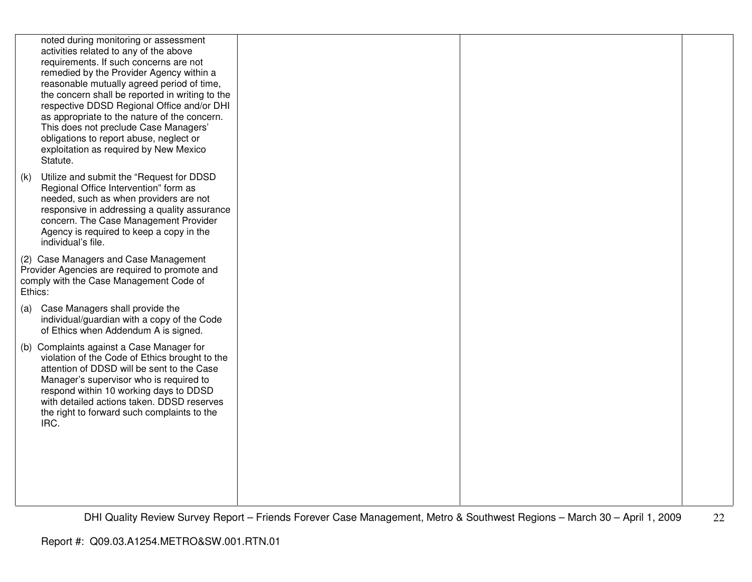| | | | |
|---|---|---|---|
| noted during monitoring or assessment activities related to any of the above requirements. If such concerns are not remedied by the Provider Agency within a reasonable mutually agreed period of time, the concern shall be reported in writing to the respective DDSD Regional Office and/or DHI as appropriate to the nature of the concern. This does not preclude Case Managers' obligations to report abuse, neglect or exploitation as required by New Mexico Statute.<br><br>(k) Utilize and submit the "Request for DDSD Regional Office Intervention" form as needed, such as when providers are not responsive in addressing a quality assurance concern. The Case Management Provider Agency is required to keep a copy in the individual's file.<br><br>(2) Case Managers and Case Management Provider Agencies are required to promote and comply with the Case Management Code of Ethics:<br><br>(a) Case Managers shall provide the individual/guardian with a copy of the Code of Ethics when Addendum A is signed.<br><br>(b) Complaints against a Case Manager for violation of the Code of Ethics brought to the attention of DDSD will be sent to the Case Manager's supervisor who is required to respond within 10 working days to DDSD with detailed actions taken. DDSD reserves the right to forward such complaints to the IRC. | | | |

DHI Quality Review Survey Report – Friends Forever Case Management, Metro & Southwest Regions – March 30 – April 1, 2009

Report #: Q09.03.A1254.METRO&SW.001.RTN.01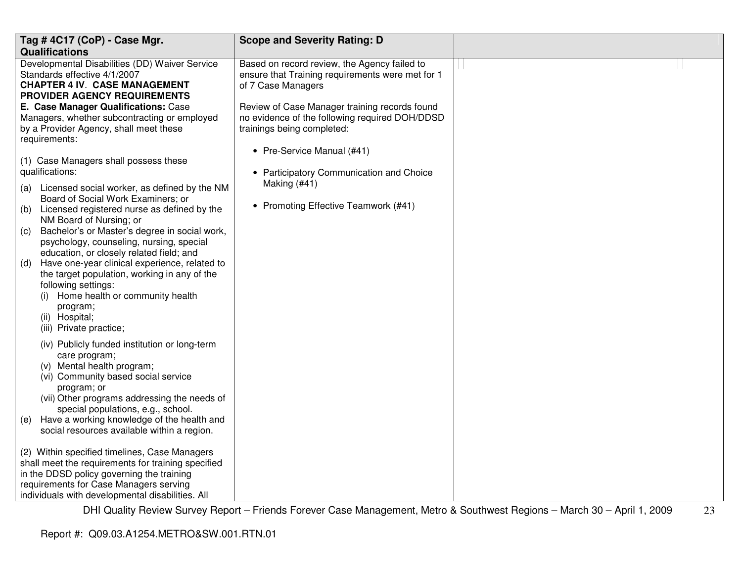| Tag # 4C17 (CoP) - Case Mgr. Qualifications | Scope and Severity Rating: D | | |
|---|---|---|---|
| Developmental Disabilities (DD) Waiver Service Standards effective 4/1/2007<br>**CHAPTER 4 IV. CASE MANAGEMENT PROVIDER AGENCY REQUIREMENTS**<br>**E. Case Manager Qualifications:** Case Managers, whether subcontracting or employed by a Provider Agency, shall meet these requirements:<br><br>(1) Case Managers shall possess these qualifications:<br><br>(a) Licensed social worker, as defined by the NM Board of Social Work Examiners; or<br>(b) Licensed registered nurse as defined by the NM Board of Nursing; or<br>(c) Bachelor's or Master's degree in social work, psychology, counseling, nursing, special education, or closely related field; and<br>(d) Have one-year clinical experience, related to the target population, working in any of the following settings:<br>(i) Home health or community health program;<br>(ii) Hospital;<br>(iii) Private practice;<br>(iv) Publicly funded institution or long-term care program;<br>(v) Mental health program;<br>(vi) Community based social service program; or<br>(vii) Other programs addressing the needs of special populations, e.g., school.<br>(e) Have a working knowledge of the health and social resources available within a region.<br><br>(2) Within specified timelines, Case Managers shall meet the requirements for training specified in the DDSD policy governing the training requirements for Case Managers serving individuals with developmental disabilities. All | Based on record review, the Agency failed to ensure that Training requirements were met for 1 of 7 Case Managers<br><br>Review of Case Manager training records found no evidence of the following required DOH/DDSD trainings being completed:<br><br>• Pre-Service Manual (#41)<br><br>• Participatory Communication and Choice Making (#41)<br><br>• Promoting Effective Teamwork (#41) | | |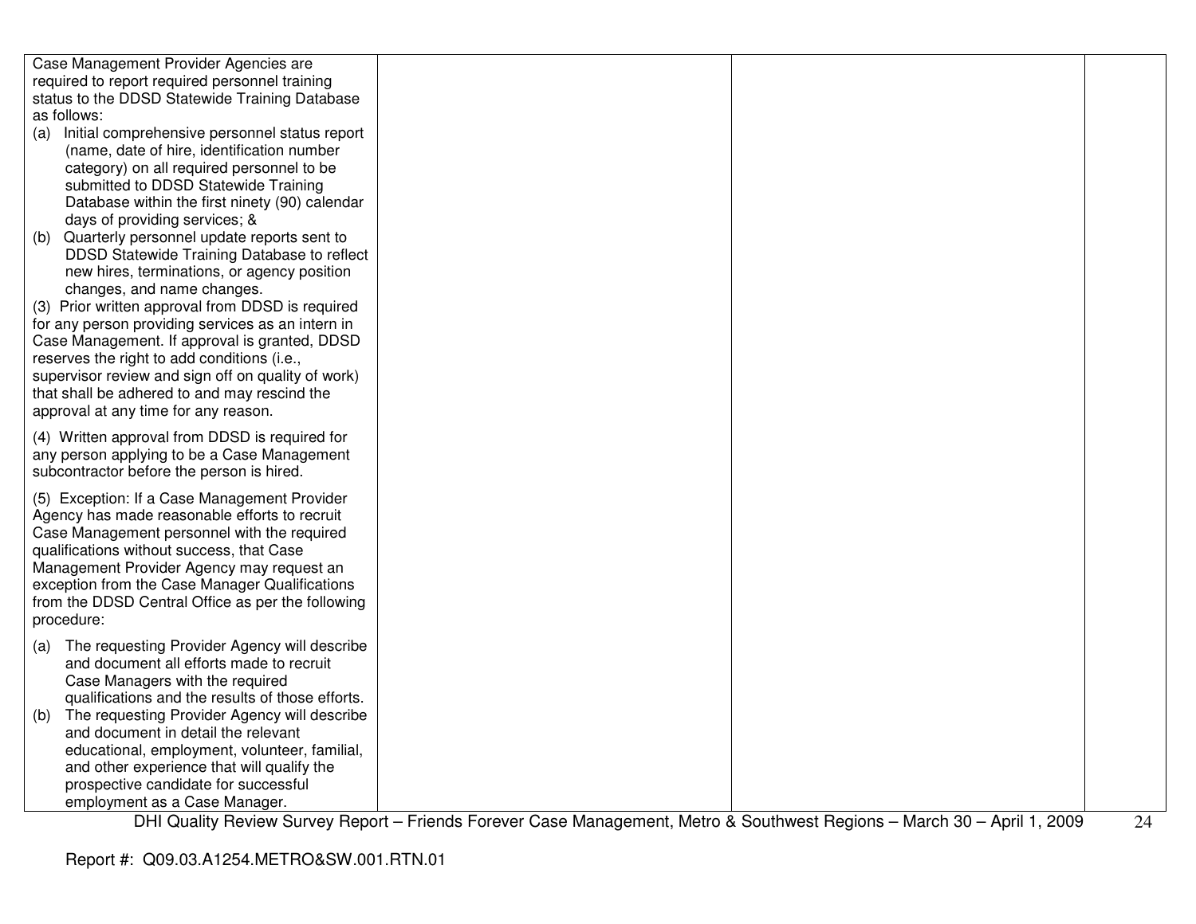| | | | |
|---|---|---|---|
| Case Management Provider Agencies are required to report required personnel training status to the DDSD Statewide Training Database as follows:<br>(a) Initial comprehensive personnel status report (name, date of hire, identification number category) on all required personnel to be submitted to DDSD Statewide Training Database within the first ninety (90) calendar days of providing services; &<br>(b) Quarterly personnel update reports sent to DDSD Statewide Training Database to reflect new hires, terminations, or agency position changes, and name changes.<br>(3) Prior written approval from DDSD is required for any person providing services as an intern in Case Management. If approval is granted, DDSD reserves the right to add conditions (i.e., supervisor review and sign off on quality of work) that shall be adhered to and may rescind the approval at any time for any reason.<br><br>(4) Written approval from DDSD is required for any person applying to be a Case Management subcontractor before the person is hired.<br><br>(5) Exception: If a Case Management Provider Agency has made reasonable efforts to recruit Case Management personnel with the required qualifications without success, that Case Management Provider Agency may request an exception from the Case Manager Qualifications from the DDSD Central Office as per the following procedure:<br><br>(a) The requesting Provider Agency will describe and document all efforts made to recruit Case Managers with the required qualifications and the results of those efforts.<br>(b) The requesting Provider Agency will describe and document in detail the relevant educational, employment, volunteer, familial, and other experience that will qualify the prospective candidate for successful employment as a Case Manager. | | | |

DHI Quality Review Survey Report – Friends Forever Case Management, Metro & Southwest Regions – March 30 – April 1, 2009

Report #: Q09.03.A1254.METRO&SW.001.RTN.01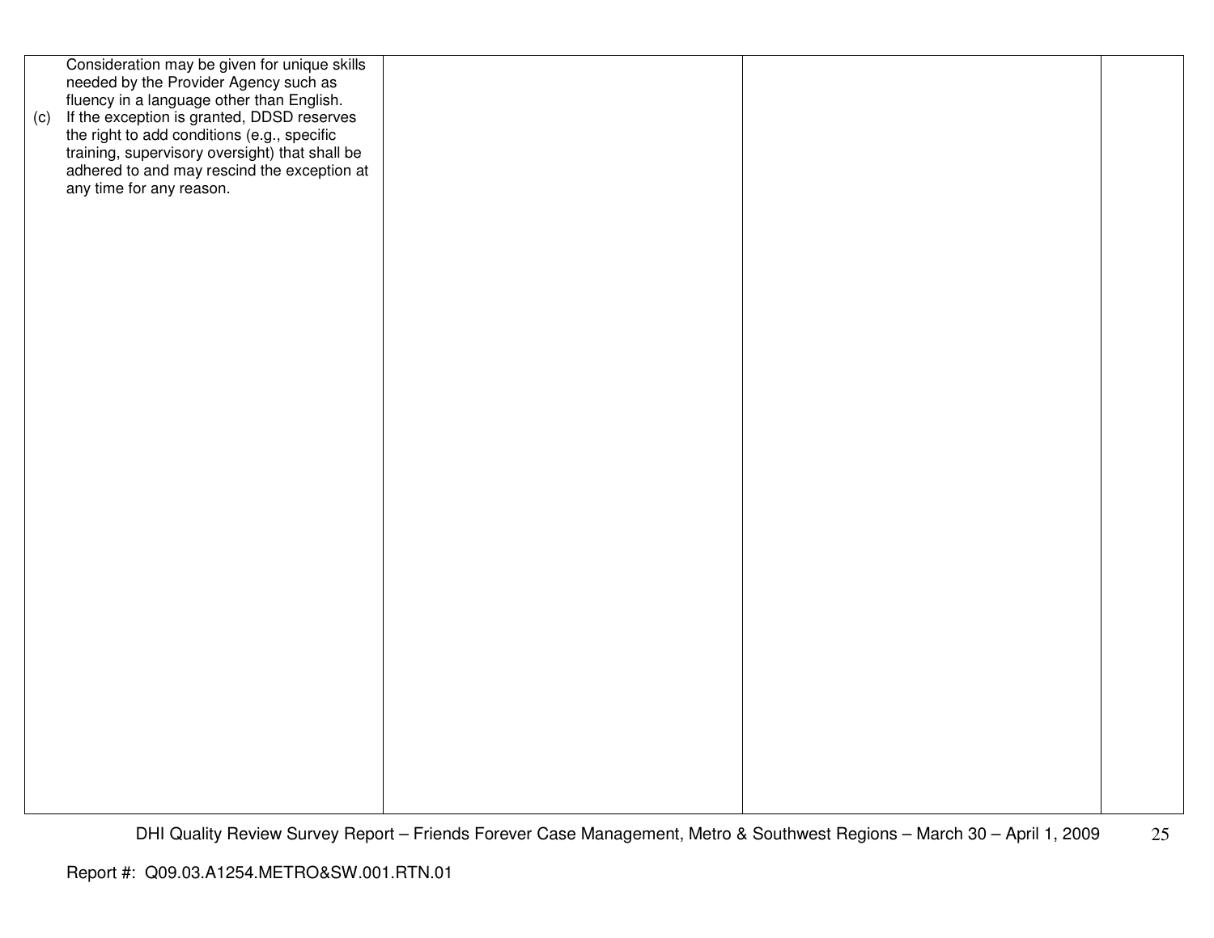| | | | |
|---|---|---|---|
| Consideration may be given for unique skills needed by the Provider Agency such as fluency in a language other than English.<br>(c) If the exception is granted, DDSD reserves the right to add conditions (e.g., specific training, supervisory oversight) that shall be adhered to and may rescind the exception at any time for any reason. | | | |

Report #: Q09.03.A1254.METRO&SW.001.RTN.01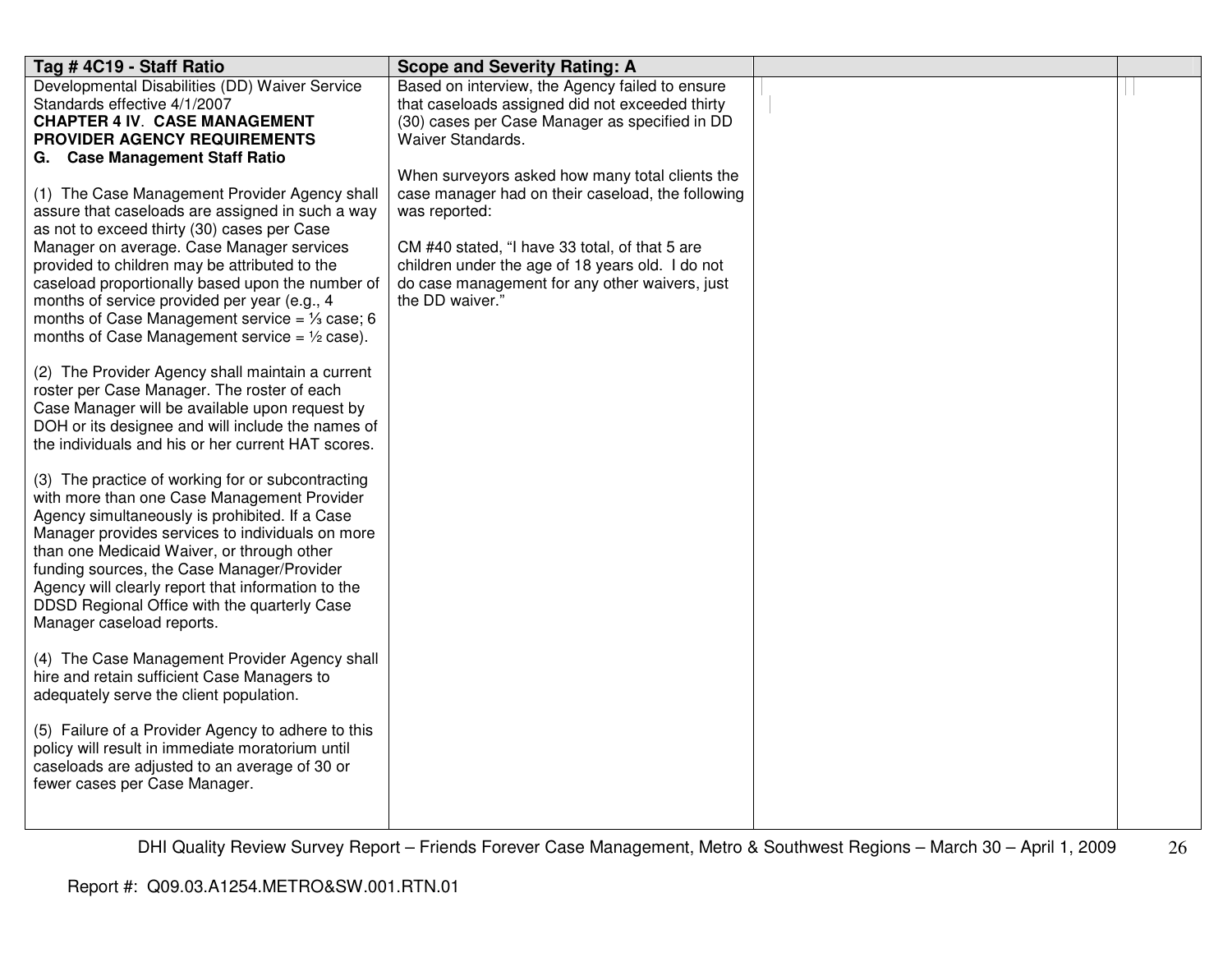| Tag # 4C19 - Staff Ratio | Scope and Severity Rating: A | | |
|---|---|---|---|
| Developmental Disabilities (DD) Waiver Service Standards effective 4/1/2007<br>**CHAPTER 4 IV. CASE MANAGEMENT PROVIDER AGENCY REQUIREMENTS**<br>**G. Case Management Staff Ratio**<br><br>(1) The Case Management Provider Agency shall assure that caseloads are assigned in such a way as not to exceed thirty (30) cases per Case Manager on average. Case Manager services provided to children may be attributed to the caseload proportionally based upon the number of months of service provided per year (e.g., 4 months of Case Management service = ⅓ case; 6 months of Case Management service = ½ case).<br><br>(2) The Provider Agency shall maintain a current roster per Case Manager. The roster of each Case Manager will be available upon request by DOH or its designee and will include the names of the individuals and his or her current HAT scores.<br><br>(3) The practice of working for or subcontracting with more than one Case Management Provider Agency simultaneously is prohibited. If a Case Manager provides services to individuals on more than one Medicaid Waiver, or through other funding sources, the Case Manager/Provider Agency will clearly report that information to the DDSD Regional Office with the quarterly Case Manager caseload reports.<br><br>(4) The Case Management Provider Agency shall hire and retain sufficient Case Managers to adequately serve the client population.<br><br>(5) Failure of a Provider Agency to adhere to this policy will result in immediate moratorium until caseloads are adjusted to an average of 30 or fewer cases per Case Manager. | Based on interview, the Agency failed to ensure that caseloads assigned did not exceeded thirty (30) cases per Case Manager as specified in DD Waiver Standards.<br><br>When surveyors asked how many total clients the case manager had on their caseload, the following was reported:<br><br>CM #40 stated, "I have 33 total, of that 5 are children under the age of 18 years old. I do not do case management for any other waivers, just the DD waiver." | | |

DHI Quality Review Survey Report – Friends Forever Case Management, Metro & Southwest Regions – March 30 – April 1, 2009

Report #: Q09.03.A1254.METRO&SW.001.RTN.01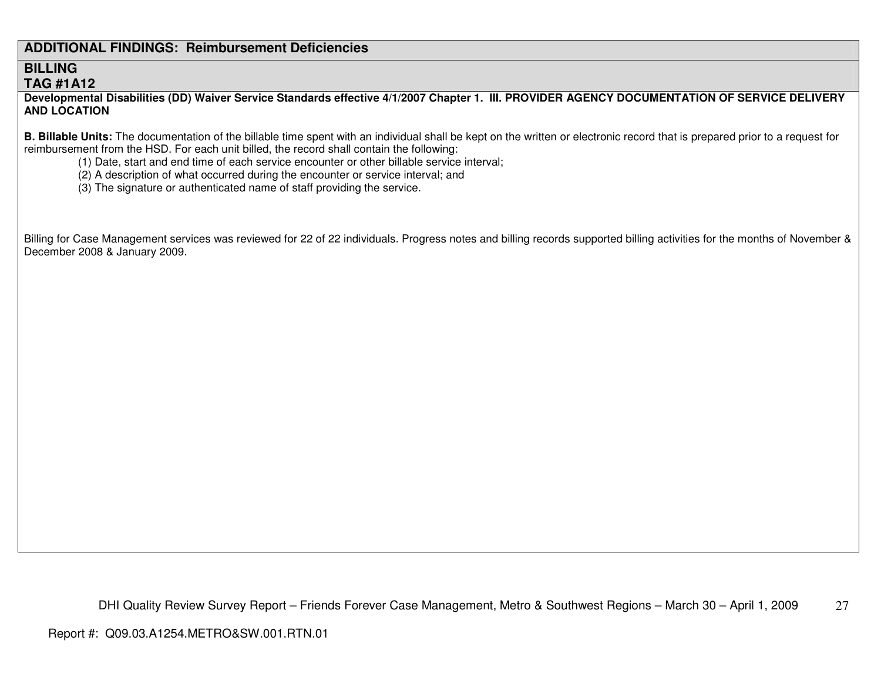## ADDITIONAL FINDINGS: Reimbursement Deficiencies

### BILLING
### TAG #1A12

**Developmental Disabilities (DD) Waiver Service Standards effective 4/1/2007 Chapter 1. III. PROVIDER AGENCY DOCUMENTATION OF SERVICE DELIVERY AND LOCATION**

**B. Billable Units:** The documentation of the billable time spent with an individual shall be kept on the written or electronic record that is prepared prior to a request for reimbursement from the HSD. For each unit billed, the record shall contain the following:

(1) Date, start and end time of each service encounter or other billable service interval;
(2) A description of what occurred during the encounter or service interval; and
(3) The signature or authenticated name of staff providing the service.

Billing for Case Management services was reviewed for 22 of 22 individuals. Progress notes and billing records supported billing activities for the months of November & December 2008 & January 2009.